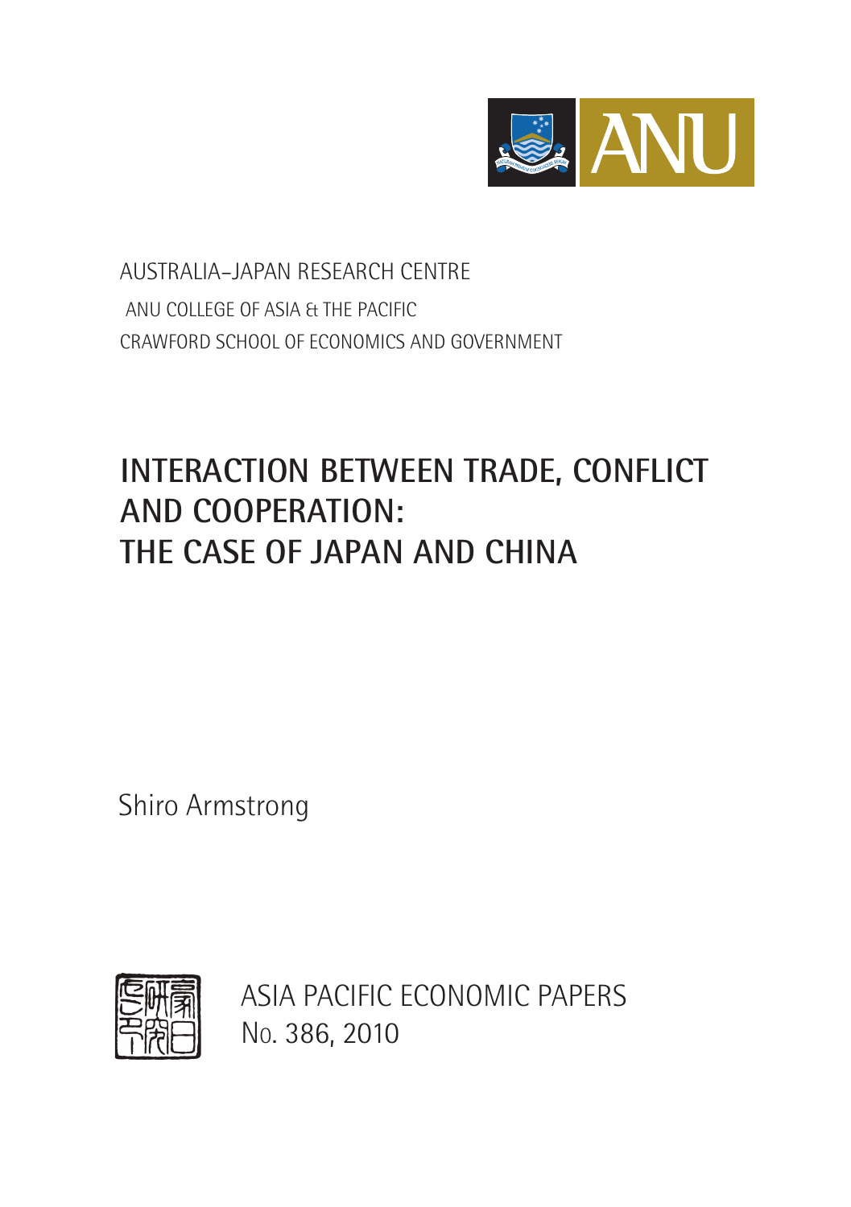ANU

AUSTRALIA–JAPAN RESEARCH CENTRE

ANU COLLEGE OF ASIA & THE PACIFIC

CRAWFORD SCHOOL OF ECONOMICS AND GOVERNMENT

# INTERACTION BETWEEN TRADE, CONFLICT AND COOPERATION: THE CASE OF JAPAN AND CHINA

Shiro Armstrong

ASIA PACIFIC ECONOMIC PAPERS

No. 386, 2010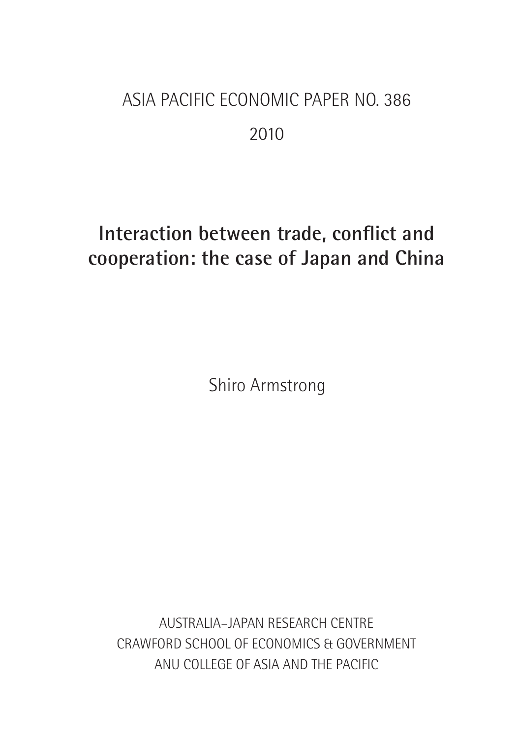ASIA PACIFIC ECONOMIC PAPER NO. 386

2010

# Interaction between trade, conflict and cooperation: the case of Japan and China

Shiro Armstrong

AUSTRALIA–JAPAN RESEARCH CENTRE

CRAWFORD SCHOOL OF ECONOMICS & GOVERNMENT

ANU COLLEGE OF ASIA AND THE PACIFIC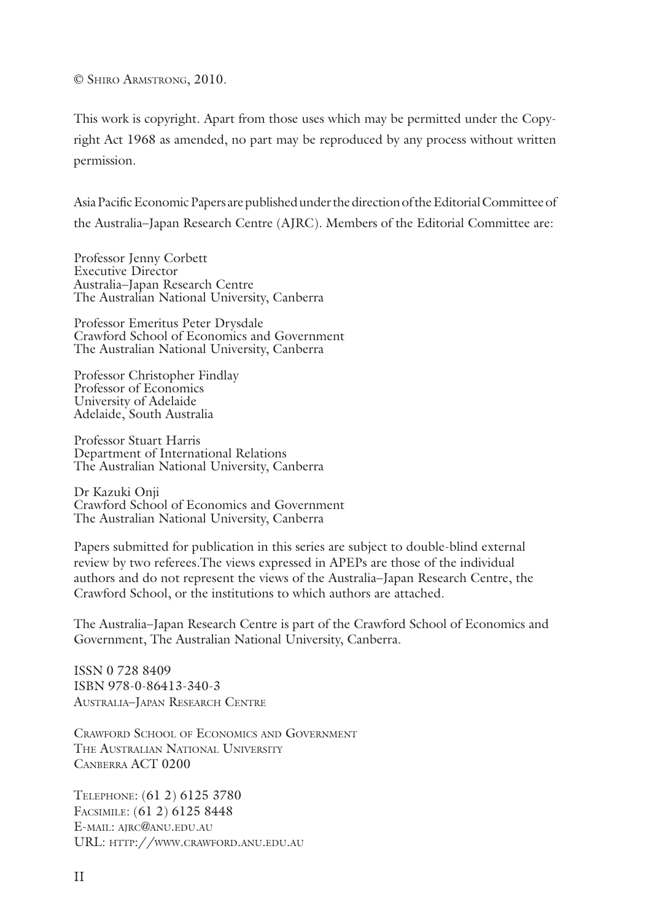© Shiro Armstrong, 2010.

This work is copyright. Apart from those uses which may be permitted under the Copyright Act 1968 as amended, no part may be reproduced by any process without written permission.

Asia Pacific Economic Papers are published under the direction of the Editorial Committee of the Australia–Japan Research Centre (AJRC). Members of the Editorial Committee are:

Professor Jenny Corbett
Executive Director
Australia–Japan Research Centre
The Australian National University, Canberra

Professor Emeritus Peter Drysdale
Crawford School of Economics and Government
The Australian National University, Canberra

Professor Christopher Findlay
Professor of Economics
University of Adelaide
Adelaide, South Australia

Professor Stuart Harris
Department of International Relations
The Australian National University, Canberra

Dr Kazuki Onji
Crawford School of Economics and Government
The Australian National University, Canberra

Papers submitted for publication in this series are subject to double-blind external review by two referees.The views expressed in APEPs are those of the individual authors and do not represent the views of the Australia–Japan Research Centre, the Crawford School, or the institutions to which authors are attached.

The Australia–Japan Research Centre is part of the Crawford School of Economics and Government, The Australian National University, Canberra.

ISSN 0 728 8409
ISBN 978-0-86413-340-3
Australia–Japan Research Centre

Crawford School of Economics and Government
The Australian National University
Canberra ACT 0200

Telephone: (61 2) 6125 3780
Facsimile: (61 2) 6125 8448
E-mail: ajrc@anu.edu.au
URL: http://www.crawford.anu.edu.au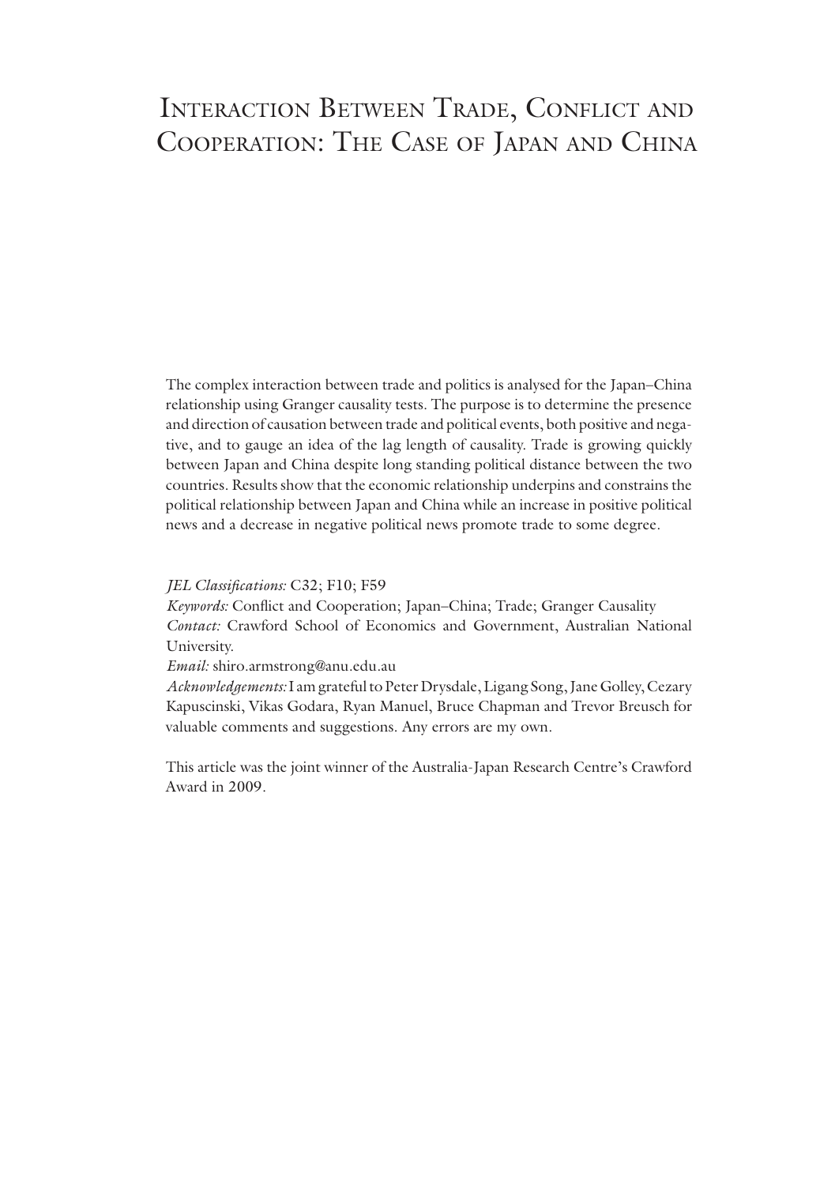# Interaction Between Trade, Conflict and Cooperation: The Case of Japan and China

The complex interaction between trade and politics is analysed for the Japan–China relationship using Granger causality tests. The purpose is to determine the presence and direction of causation between trade and political events, both positive and negative, and to gauge an idea of the lag length of causality. Trade is growing quickly between Japan and China despite long standing political distance between the two countries. Results show that the economic relationship underpins and constrains the political relationship between Japan and China while an increase in positive political news and a decrease in negative political news promote trade to some degree.

*JEL Classifications:* C32; F10; F59

*Keywords:* Conflict and Cooperation; Japan–China; Trade; Granger Causality

*Contact:* Crawford School of Economics and Government, Australian National University.

*Email:* shiro.armstrong@anu.edu.au

*Acknowledgements:* I am grateful to Peter Drysdale, Ligang Song, Jane Golley, Cezary Kapuscinski, Vikas Godara, Ryan Manuel, Bruce Chapman and Trevor Breusch for valuable comments and suggestions. Any errors are my own.

This article was the joint winner of the Australia-Japan Research Centre's Crawford Award in 2009.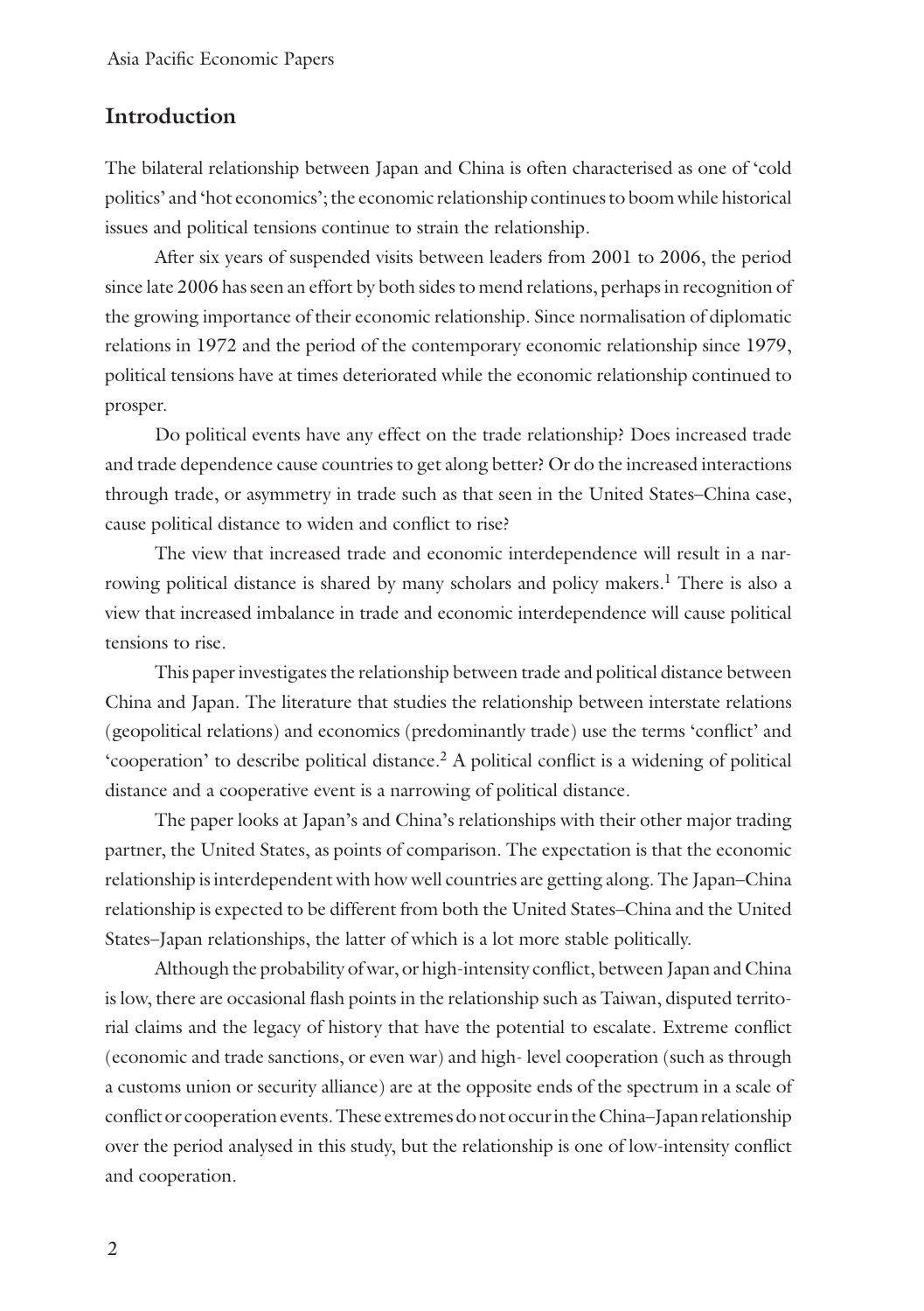## Introduction

The bilateral relationship between Japan and China is often characterised as one of 'cold politics' and 'hot economics'; the economic relationship continues to boom while historical issues and political tensions continue to strain the relationship.

After six years of suspended visits between leaders from 2001 to 2006, the period since late 2006 has seen an effort by both sides to mend relations, perhaps in recognition of the growing importance of their economic relationship. Since normalisation of diplomatic relations in 1972 and the period of the contemporary economic relationship since 1979, political tensions have at times deteriorated while the economic relationship continued to prosper.

Do political events have any effect on the trade relationship? Does increased trade and trade dependence cause countries to get along better? Or do the increased interactions through trade, or asymmetry in trade such as that seen in the United States–China case, cause political distance to widen and conflict to rise?

The view that increased trade and economic interdependence will result in a narrowing political distance is shared by many scholars and policy makers.[1] There is also a view that increased imbalance in trade and economic interdependence will cause political tensions to rise.

This paper investigates the relationship between trade and political distance between China and Japan. The literature that studies the relationship between interstate relations (geopolitical relations) and economics (predominantly trade) use the terms 'conflict' and 'cooperation' to describe political distance.[2] A political conflict is a widening of political distance and a cooperative event is a narrowing of political distance.

The paper looks at Japan's and China's relationships with their other major trading partner, the United States, as points of comparison. The expectation is that the economic relationship is interdependent with how well countries are getting along. The Japan–China relationship is expected to be different from both the United States–China and the United States–Japan relationships, the latter of which is a lot more stable politically.

Although the probability of war, or high-intensity conflict, between Japan and China is low, there are occasional flash points in the relationship such as Taiwan, disputed territorial claims and the legacy of history that have the potential to escalate. Extreme conflict (economic and trade sanctions, or even war) and high- level cooperation (such as through a customs union or security alliance) are at the opposite ends of the spectrum in a scale of conflict or cooperation events. These extremes do not occur in the China–Japan relationship over the period analysed in this study, but the relationship is one of low-intensity conflict and cooperation.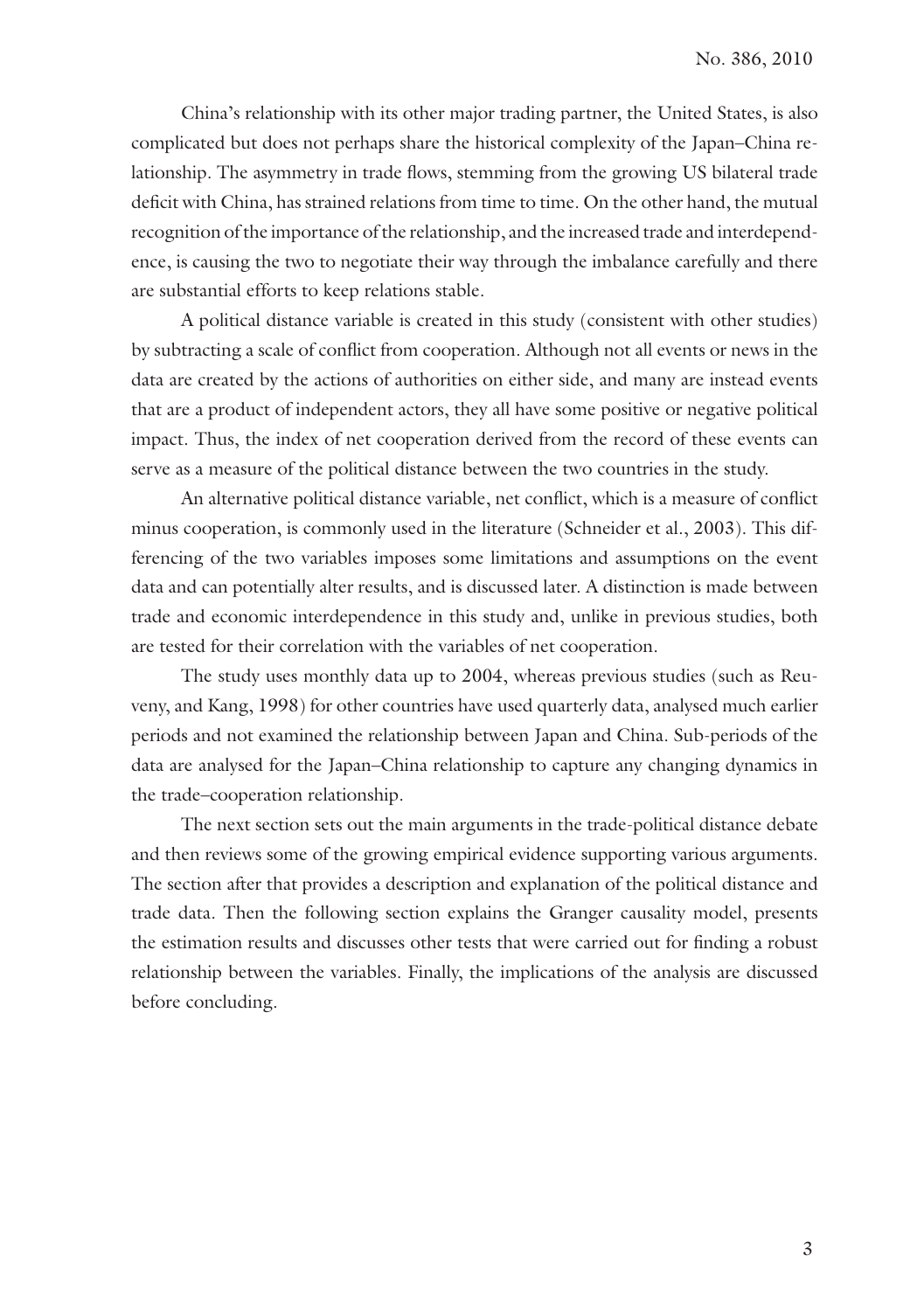China's relationship with its other major trading partner, the United States, is also complicated but does not perhaps share the historical complexity of the Japan–China relationship. The asymmetry in trade flows, stemming from the growing US bilateral trade deficit with China, has strained relations from time to time. On the other hand, the mutual recognition of the importance of the relationship, and the increased trade and interdependence, is causing the two to negotiate their way through the imbalance carefully and there are substantial efforts to keep relations stable.

A political distance variable is created in this study (consistent with other studies) by subtracting a scale of conflict from cooperation. Although not all events or news in the data are created by the actions of authorities on either side, and many are instead events that are a product of independent actors, they all have some positive or negative political impact. Thus, the index of net cooperation derived from the record of these events can serve as a measure of the political distance between the two countries in the study.

An alternative political distance variable, net conflict, which is a measure of conflict minus cooperation, is commonly used in the literature (Schneider et al., 2003). This differencing of the two variables imposes some limitations and assumptions on the event data and can potentially alter results, and is discussed later. A distinction is made between trade and economic interdependence in this study and, unlike in previous studies, both are tested for their correlation with the variables of net cooperation.

The study uses monthly data up to 2004, whereas previous studies (such as Reuveny, and Kang, 1998) for other countries have used quarterly data, analysed much earlier periods and not examined the relationship between Japan and China. Sub-periods of the data are analysed for the Japan–China relationship to capture any changing dynamics in the trade–cooperation relationship.

The next section sets out the main arguments in the trade-political distance debate and then reviews some of the growing empirical evidence supporting various arguments. The section after that provides a description and explanation of the political distance and trade data. Then the following section explains the Granger causality model, presents the estimation results and discusses other tests that were carried out for finding a robust relationship between the variables. Finally, the implications of the analysis are discussed before concluding.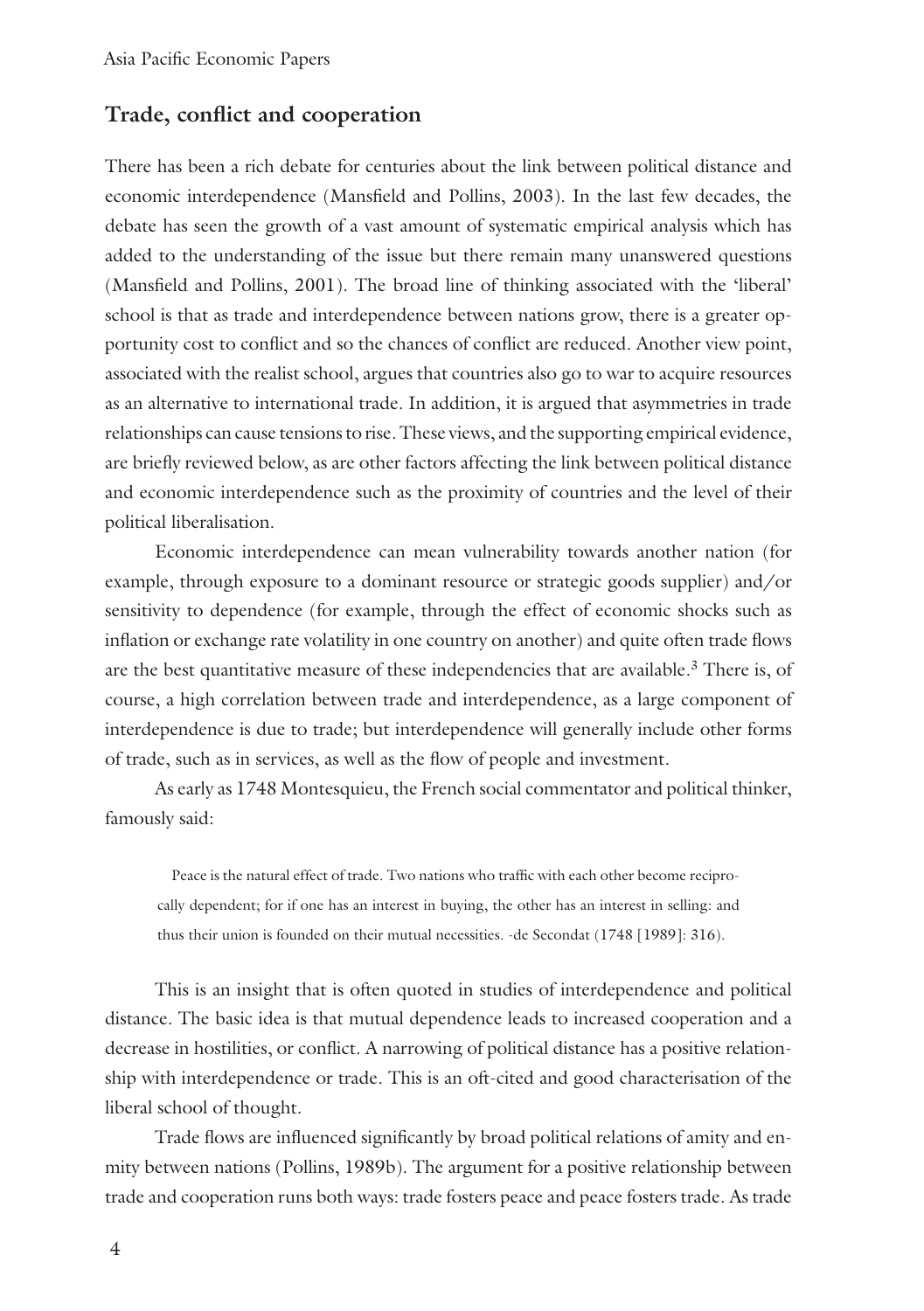## Trade, conflict and cooperation

There has been a rich debate for centuries about the link between political distance and economic interdependence (Mansfield and Pollins, 2003). In the last few decades, the debate has seen the growth of a vast amount of systematic empirical analysis which has added to the understanding of the issue but there remain many unanswered questions (Mansfield and Pollins, 2001). The broad line of thinking associated with the 'liberal' school is that as trade and interdependence between nations grow, there is a greater opportunity cost to conflict and so the chances of conflict are reduced. Another view point, associated with the realist school, argues that countries also go to war to acquire resources as an alternative to international trade. In addition, it is argued that asymmetries in trade relationships can cause tensions to rise. These views, and the supporting empirical evidence, are briefly reviewed below, as are other factors affecting the link between political distance and economic interdependence such as the proximity of countries and the level of their political liberalisation.

Economic interdependence can mean vulnerability towards another nation (for example, through exposure to a dominant resource or strategic goods supplier) and/or sensitivity to dependence (for example, through the effect of economic shocks such as inflation or exchange rate volatility in one country on another) and quite often trade flows are the best quantitative measure of these independencies that are available.[3] There is, of course, a high correlation between trade and interdependence, as a large component of interdependence is due to trade; but interdependence will generally include other forms of trade, such as in services, as well as the flow of people and investment.

As early as 1748 Montesquieu, the French social commentator and political thinker, famously said:

> Peace is the natural effect of trade. Two nations who traffic with each other become reciprocally dependent; for if one has an interest in buying, the other has an interest in selling: and thus their union is founded on their mutual necessities. -de Secondat (1748 [1989]: 316).

This is an insight that is often quoted in studies of interdependence and political distance. The basic idea is that mutual dependence leads to increased cooperation and a decrease in hostilities, or conflict. A narrowing of political distance has a positive relationship with interdependence or trade. This is an oft-cited and good characterisation of the liberal school of thought.

Trade flows are influenced significantly by broad political relations of amity and enmity between nations (Pollins, 1989b). The argument for a positive relationship between trade and cooperation runs both ways: trade fosters peace and peace fosters trade. As trade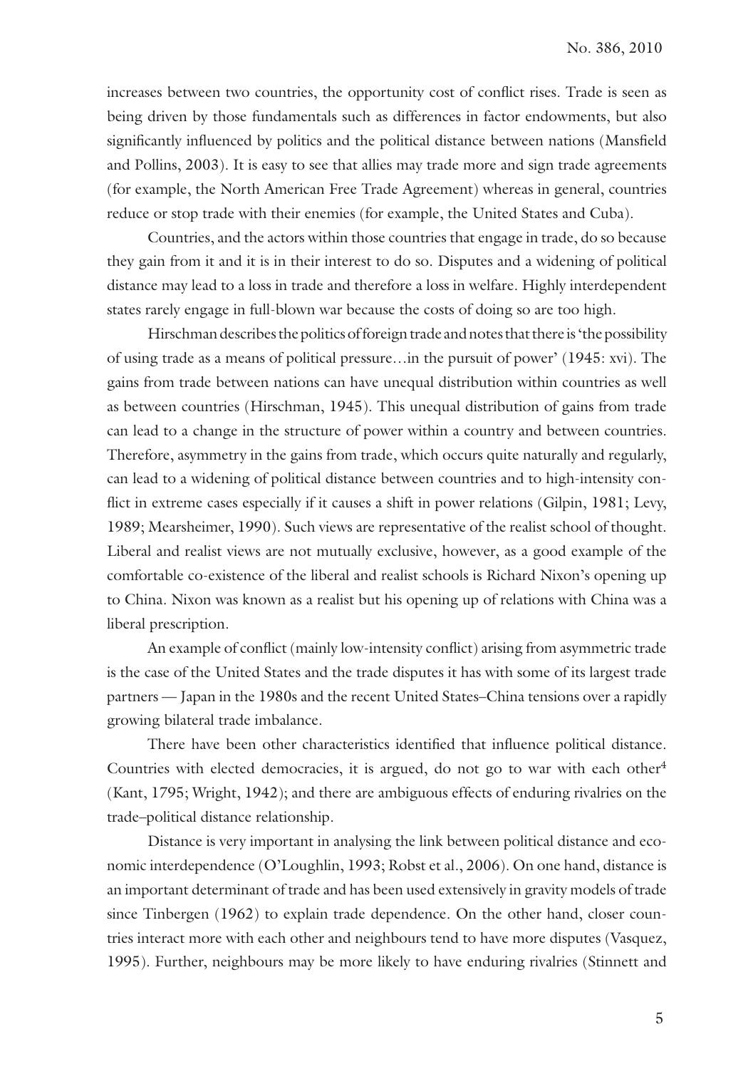increases between two countries, the opportunity cost of conflict rises. Trade is seen as being driven by those fundamentals such as differences in factor endowments, but also significantly influenced by politics and the political distance between nations (Mansfield and Pollins, 2003). It is easy to see that allies may trade more and sign trade agreements (for example, the North American Free Trade Agreement) whereas in general, countries reduce or stop trade with their enemies (for example, the United States and Cuba).

Countries, and the actors within those countries that engage in trade, do so because they gain from it and it is in their interest to do so. Disputes and a widening of political distance may lead to a loss in trade and therefore a loss in welfare. Highly interdependent states rarely engage in full-blown war because the costs of doing so are too high.

Hirschman describes the politics of foreign trade and notes that there is 'the possibility of using trade as a means of political pressure…in the pursuit of power' (1945: xvi). The gains from trade between nations can have unequal distribution within countries as well as between countries (Hirschman, 1945). This unequal distribution of gains from trade can lead to a change in the structure of power within a country and between countries. Therefore, asymmetry in the gains from trade, which occurs quite naturally and regularly, can lead to a widening of political distance between countries and to high-intensity conflict in extreme cases especially if it causes a shift in power relations (Gilpin, 1981; Levy, 1989; Mearsheimer, 1990). Such views are representative of the realist school of thought. Liberal and realist views are not mutually exclusive, however, as a good example of the comfortable co-existence of the liberal and realist schools is Richard Nixon's opening up to China. Nixon was known as a realist but his opening up of relations with China was a liberal prescription.

An example of conflict (mainly low-intensity conflict) arising from asymmetric trade is the case of the United States and the trade disputes it has with some of its largest trade partners — Japan in the 1980s and the recent United States–China tensions over a rapidly growing bilateral trade imbalance.

There have been other characteristics identified that influence political distance. Countries with elected democracies, it is argued, do not go to war with each other[4] (Kant, 1795; Wright, 1942); and there are ambiguous effects of enduring rivalries on the trade–political distance relationship.

Distance is very important in analysing the link between political distance and economic interdependence (O'Loughlin, 1993; Robst et al., 2006). On one hand, distance is an important determinant of trade and has been used extensively in gravity models of trade since Tinbergen (1962) to explain trade dependence. On the other hand, closer countries interact more with each other and neighbours tend to have more disputes (Vasquez, 1995). Further, neighbours may be more likely to have enduring rivalries (Stinnett and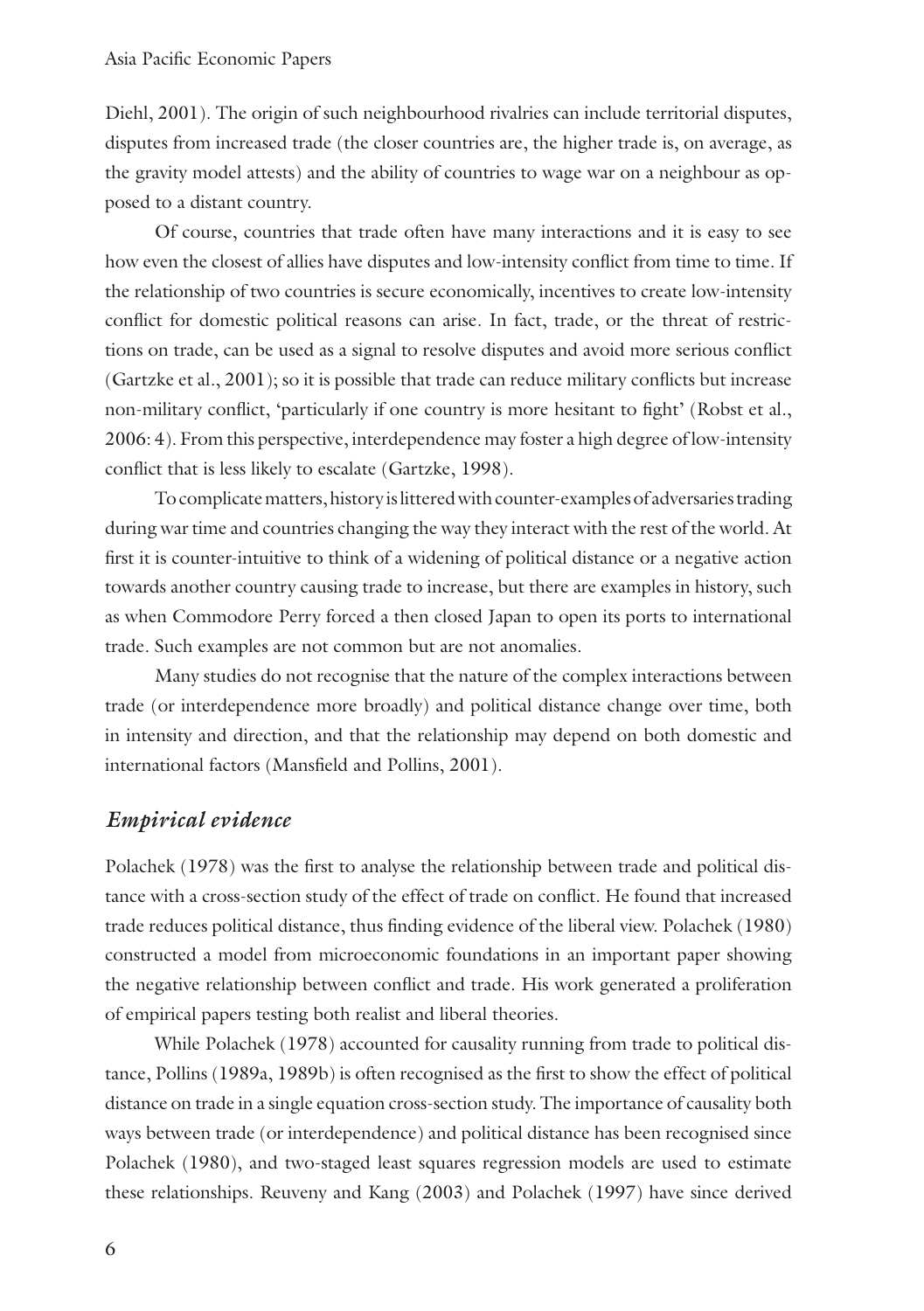Diehl, 2001). The origin of such neighbourhood rivalries can include territorial disputes, disputes from increased trade (the closer countries are, the higher trade is, on average, as the gravity model attests) and the ability of countries to wage war on a neighbour as opposed to a distant country.

Of course, countries that trade often have many interactions and it is easy to see how even the closest of allies have disputes and low-intensity conflict from time to time. If the relationship of two countries is secure economically, incentives to create low-intensity conflict for domestic political reasons can arise. In fact, trade, or the threat of restrictions on trade, can be used as a signal to resolve disputes and avoid more serious conflict (Gartzke et al., 2001); so it is possible that trade can reduce military conflicts but increase non-military conflict, 'particularly if one country is more hesitant to fight' (Robst et al., 2006: 4). From this perspective, interdependence may foster a high degree of low-intensity conflict that is less likely to escalate (Gartzke, 1998).

To complicate matters, history is littered with counter-examples of adversaries trading during war time and countries changing the way they interact with the rest of the world. At first it is counter-intuitive to think of a widening of political distance or a negative action towards another country causing trade to increase, but there are examples in history, such as when Commodore Perry forced a then closed Japan to open its ports to international trade. Such examples are not common but are not anomalies.

Many studies do not recognise that the nature of the complex interactions between trade (or interdependence more broadly) and political distance change over time, both in intensity and direction, and that the relationship may depend on both domestic and international factors (Mansfield and Pollins, 2001).

## *Empirical evidence*

Polachek (1978) was the first to analyse the relationship between trade and political distance with a cross-section study of the effect of trade on conflict. He found that increased trade reduces political distance, thus finding evidence of the liberal view. Polachek (1980) constructed a model from microeconomic foundations in an important paper showing the negative relationship between conflict and trade. His work generated a proliferation of empirical papers testing both realist and liberal theories.

While Polachek (1978) accounted for causality running from trade to political distance, Pollins (1989a, 1989b) is often recognised as the first to show the effect of political distance on trade in a single equation cross-section study. The importance of causality both ways between trade (or interdependence) and political distance has been recognised since Polachek (1980), and two-staged least squares regression models are used to estimate these relationships. Reuveny and Kang (2003) and Polachek (1997) have since derived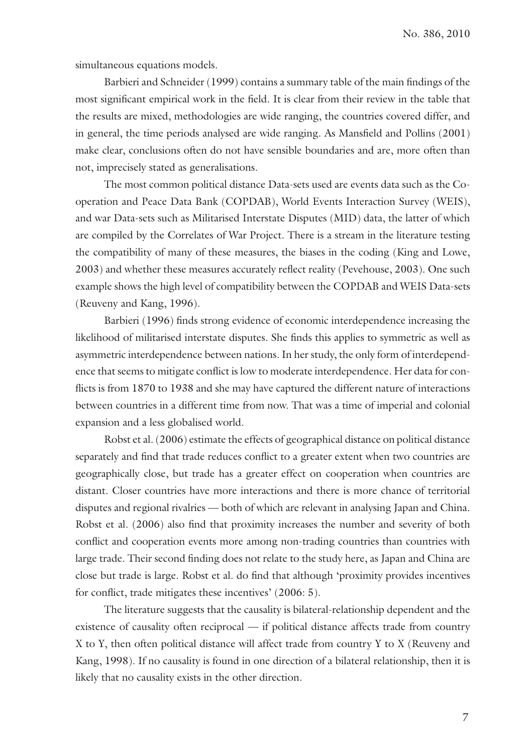simultaneous equations models.

Barbieri and Schneider (1999) contains a summary table of the main findings of the most significant empirical work in the field. It is clear from their review in the table that the results are mixed, methodologies are wide ranging, the countries covered differ, and in general, the time periods analysed are wide ranging. As Mansfield and Pollins (2001) make clear, conclusions often do not have sensible boundaries and are, more often than not, imprecisely stated as generalisations.

The most common political distance Data-sets used are events data such as the Co-operation and Peace Data Bank (COPDAB), World Events Interaction Survey (WEIS), and war Data-sets such as Militarised Interstate Disputes (MID) data, the latter of which are compiled by the Correlates of War Project. There is a stream in the literature testing the compatibility of many of these measures, the biases in the coding (King and Lowe, 2003) and whether these measures accurately reflect reality (Pevehouse, 2003). One such example shows the high level of compatibility between the COPDAB and WEIS Data-sets (Reuveny and Kang, 1996).

Barbieri (1996) finds strong evidence of economic interdependence increasing the likelihood of militarised interstate disputes. She finds this applies to symmetric as well as asymmetric interdependence between nations. In her study, the only form of interdependence that seems to mitigate conflict is low to moderate interdependence. Her data for conflicts is from 1870 to 1938 and she may have captured the different nature of interactions between countries in a different time from now. That was a time of imperial and colonial expansion and a less globalised world.

Robst et al. (2006) estimate the effects of geographical distance on political distance separately and find that trade reduces conflict to a greater extent when two countries are geographically close, but trade has a greater effect on cooperation when countries are distant. Closer countries have more interactions and there is more chance of territorial disputes and regional rivalries — both of which are relevant in analysing Japan and China. Robst et al. (2006) also find that proximity increases the number and severity of both conflict and cooperation events more among non-trading countries than countries with large trade. Their second finding does not relate to the study here, as Japan and China are close but trade is large. Robst et al. do find that although 'proximity provides incentives for conflict, trade mitigates these incentives' (2006: 5).

The literature suggests that the causality is bilateral-relationship dependent and the existence of causality often reciprocal — if political distance affects trade from country X to Y, then often political distance will affect trade from country Y to X (Reuveny and Kang, 1998). If no causality is found in one direction of a bilateral relationship, then it is likely that no causality exists in the other direction.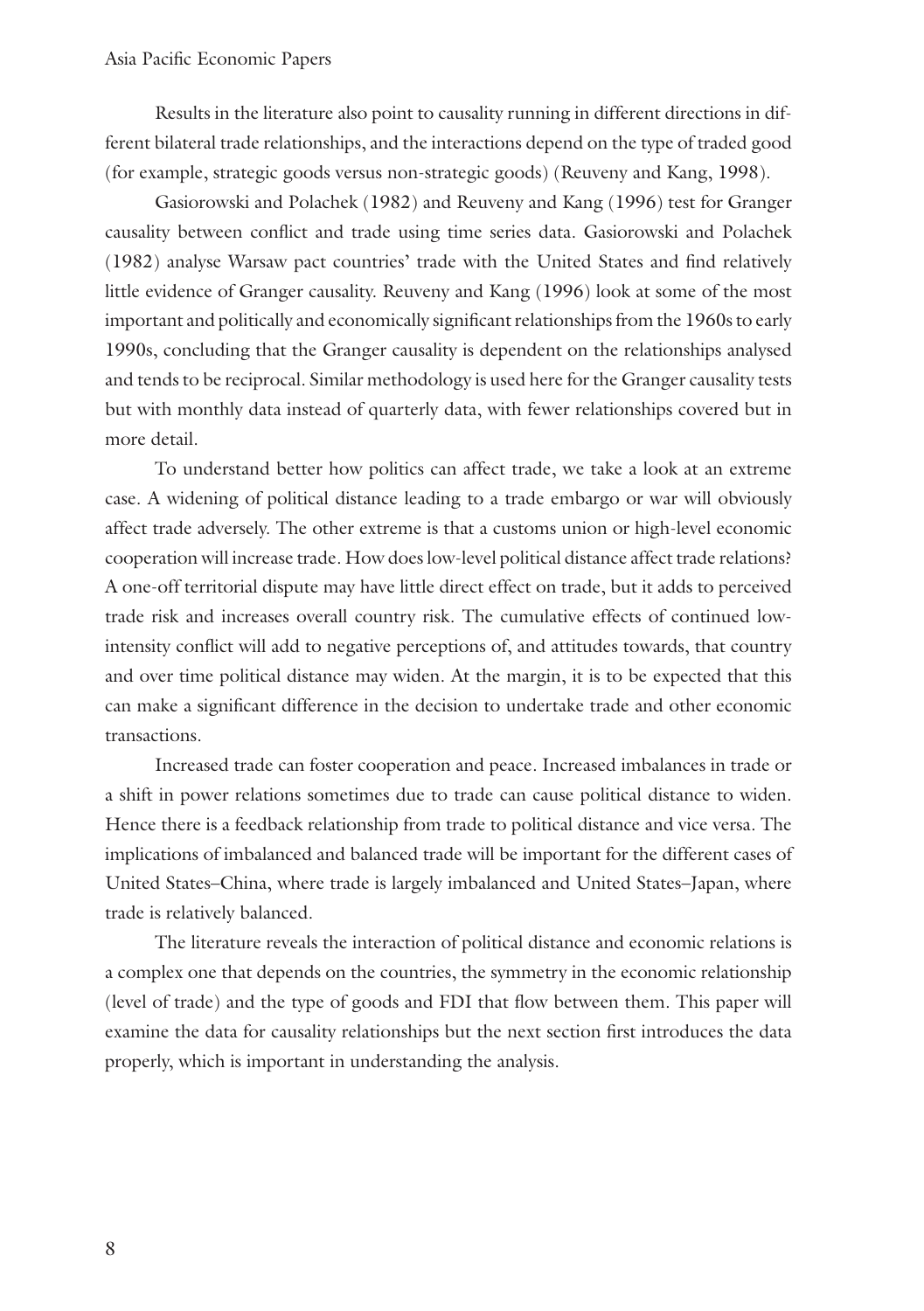Results in the literature also point to causality running in different directions in different bilateral trade relationships, and the interactions depend on the type of traded good (for example, strategic goods versus non-strategic goods) (Reuveny and Kang, 1998).

Gasiorowski and Polachek (1982) and Reuveny and Kang (1996) test for Granger causality between conflict and trade using time series data. Gasiorowski and Polachek (1982) analyse Warsaw pact countries' trade with the United States and find relatively little evidence of Granger causality. Reuveny and Kang (1996) look at some of the most important and politically and economically significant relationships from the 1960s to early 1990s, concluding that the Granger causality is dependent on the relationships analysed and tends to be reciprocal. Similar methodology is used here for the Granger causality tests but with monthly data instead of quarterly data, with fewer relationships covered but in more detail.

To understand better how politics can affect trade, we take a look at an extreme case. A widening of political distance leading to a trade embargo or war will obviously affect trade adversely. The other extreme is that a customs union or high-level economic cooperation will increase trade. How does low-level political distance affect trade relations? A one-off territorial dispute may have little direct effect on trade, but it adds to perceived trade risk and increases overall country risk. The cumulative effects of continued low-intensity conflict will add to negative perceptions of, and attitudes towards, that country and over time political distance may widen. At the margin, it is to be expected that this can make a significant difference in the decision to undertake trade and other economic transactions.

Increased trade can foster cooperation and peace. Increased imbalances in trade or a shift in power relations sometimes due to trade can cause political distance to widen. Hence there is a feedback relationship from trade to political distance and vice versa. The implications of imbalanced and balanced trade will be important for the different cases of United States–China, where trade is largely imbalanced and United States–Japan, where trade is relatively balanced.

The literature reveals the interaction of political distance and economic relations is a complex one that depends on the countries, the symmetry in the economic relationship (level of trade) and the type of goods and FDI that flow between them. This paper will examine the data for causality relationships but the next section first introduces the data properly, which is important in understanding the analysis.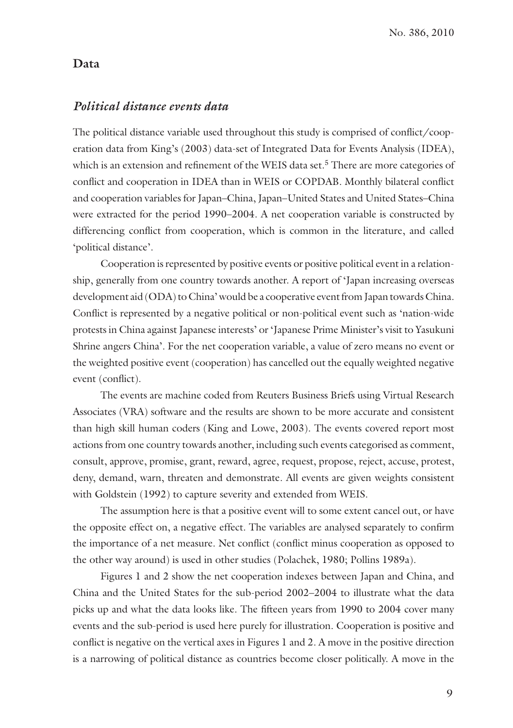## Data

### *Political distance events data*

The political distance variable used throughout this study is comprised of conflict/cooperation data from King's (2003) data-set of Integrated Data for Events Analysis (IDEA), which is an extension and refinement of the WEIS data set.[5] There are more categories of conflict and cooperation in IDEA than in WEIS or COPDAB. Monthly bilateral conflict and cooperation variables for Japan–China, Japan–United States and United States–China were extracted for the period 1990–2004. A net cooperation variable is constructed by differencing conflict from cooperation, which is common in the literature, and called 'political distance'.

Cooperation is represented by positive events or positive political event in a relationship, generally from one country towards another. A report of 'Japan increasing overseas development aid (ODA) to China' would be a cooperative event from Japan towards China. Conflict is represented by a negative political or non-political event such as 'nation-wide protests in China against Japanese interests' or 'Japanese Prime Minister's visit to Yasukuni Shrine angers China'. For the net cooperation variable, a value of zero means no event or the weighted positive event (cooperation) has cancelled out the equally weighted negative event (conflict).

The events are machine coded from Reuters Business Briefs using Virtual Research Associates (VRA) software and the results are shown to be more accurate and consistent than high skill human coders (King and Lowe, 2003). The events covered report most actions from one country towards another, including such events categorised as comment, consult, approve, promise, grant, reward, agree, request, propose, reject, accuse, protest, deny, demand, warn, threaten and demonstrate. All events are given weights consistent with Goldstein (1992) to capture severity and extended from WEIS.

The assumption here is that a positive event will to some extent cancel out, or have the opposite effect on, a negative effect. The variables are analysed separately to confirm the importance of a net measure. Net conflict (conflict minus cooperation as opposed to the other way around) is used in other studies (Polachek, 1980; Pollins 1989a).

Figures 1 and 2 show the net cooperation indexes between Japan and China, and China and the United States for the sub-period 2002–2004 to illustrate what the data picks up and what the data looks like. The fifteen years from 1990 to 2004 cover many events and the sub-period is used here purely for illustration. Cooperation is positive and conflict is negative on the vertical axes in Figures 1 and 2. A move in the positive direction is a narrowing of political distance as countries become closer politically. A move in the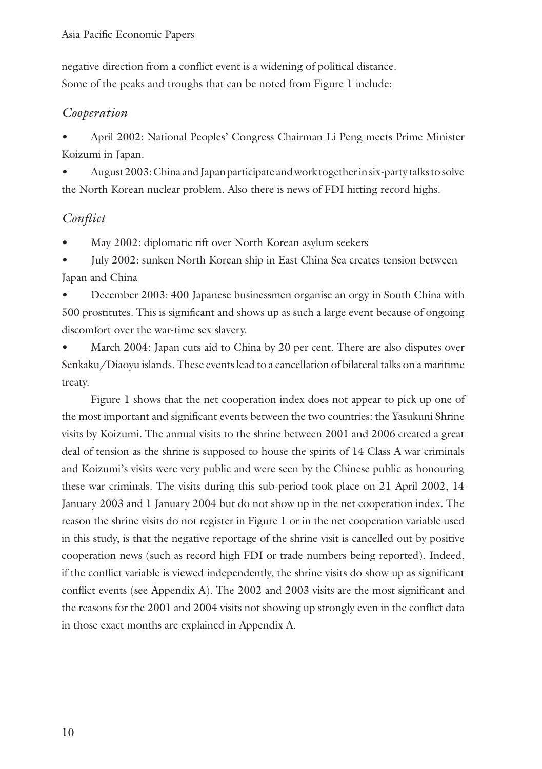negative direction from a conflict event is a widening of political distance.

Some of the peaks and troughs that can be noted from Figure 1 include:

### *Cooperation*

- April 2002: National Peoples' Congress Chairman Li Peng meets Prime Minister Koizumi in Japan.
- August 2003: China and Japan participate and work together in six-party talks to solve the North Korean nuclear problem. Also there is news of FDI hitting record highs.

### *Conflict*

- May 2002: diplomatic rift over North Korean asylum seekers
- July 2002: sunken North Korean ship in East China Sea creates tension between Japan and China
- December 2003: 400 Japanese businessmen organise an orgy in South China with 500 prostitutes. This is significant and shows up as such a large event because of ongoing discomfort over the war-time sex slavery.
- March 2004: Japan cuts aid to China by 20 per cent. There are also disputes over Senkaku/Diaoyu islands. These events lead to a cancellation of bilateral talks on a maritime treaty.

Figure 1 shows that the net cooperation index does not appear to pick up one of the most important and significant events between the two countries: the Yasukuni Shrine visits by Koizumi. The annual visits to the shrine between 2001 and 2006 created a great deal of tension as the shrine is supposed to house the spirits of 14 Class A war criminals and Koizumi's visits were very public and were seen by the Chinese public as honouring these war criminals. The visits during this sub-period took place on 21 April 2002, 14 January 2003 and 1 January 2004 but do not show up in the net cooperation index. The reason the shrine visits do not register in Figure 1 or in the net cooperation variable used in this study, is that the negative reportage of the shrine visit is cancelled out by positive cooperation news (such as record high FDI or trade numbers being reported). Indeed, if the conflict variable is viewed independently, the shrine visits do show up as significant conflict events (see Appendix A). The 2002 and 2003 visits are the most significant and the reasons for the 2001 and 2004 visits not showing up strongly even in the conflict data in those exact months are explained in Appendix A.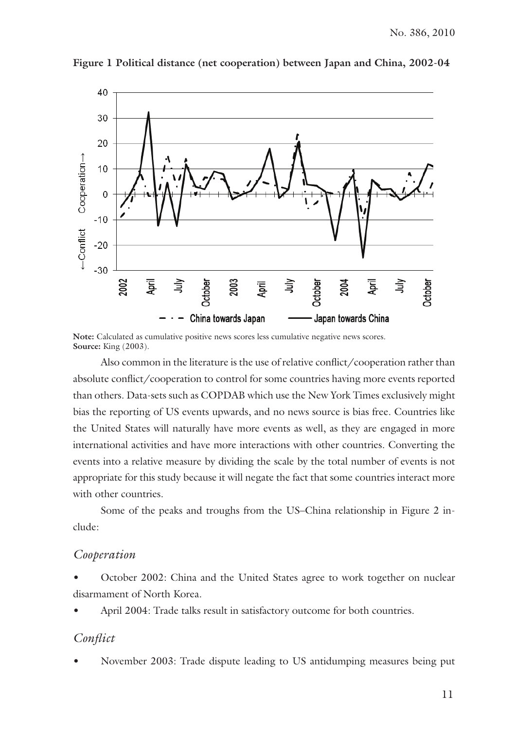**Figure 1 Political distance (net cooperation) between Japan and China, 2002-04**

**Note:** Calculated as cumulative positive news scores less cumulative negative news scores.
**Source:** King (2003).

Also common in the literature is the use of relative conflict/cooperation rather than absolute conflict/cooperation to control for some countries having more events reported than others. Data-sets such as COPDAB which use the New York Times exclusively might bias the reporting of US events upwards, and no news source is bias free. Countries like the United States will naturally have more events as well, as they are engaged in more international activities and have more interactions with other countries. Converting the events into a relative measure by dividing the scale by the total number of events is not appropriate for this study because it will negate the fact that some countries interact more with other countries.

Some of the peaks and troughs from the US–China relationship in Figure 2 include:

### *Cooperation*

- October 2002: China and the United States agree to work together on nuclear disarmament of North Korea.
- April 2004: Trade talks result in satisfactory outcome for both countries.

### *Conflict*

- November 2003: Trade dispute leading to US antidumping measures being put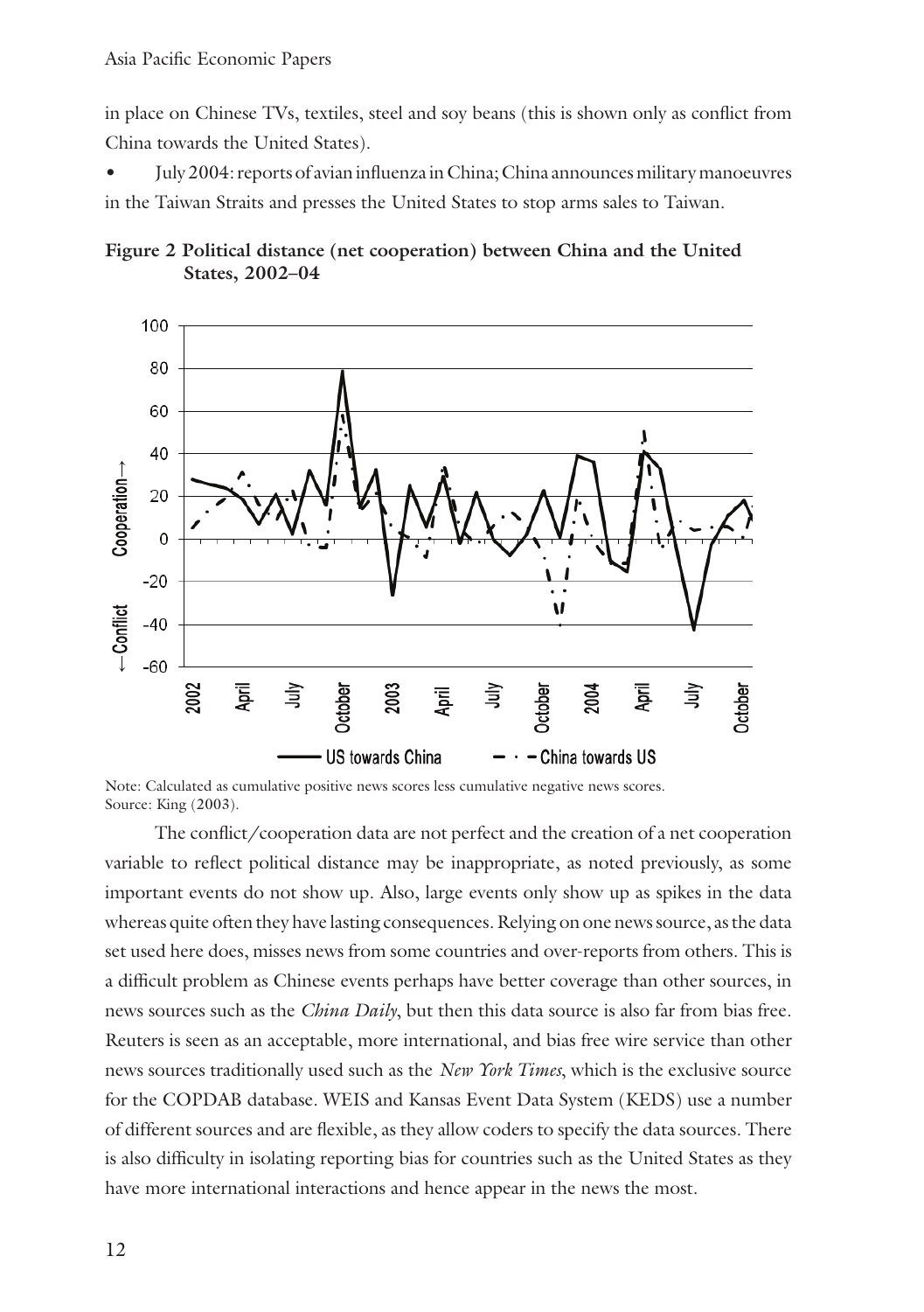in place on Chinese TVs, textiles, steel and soy beans (this is shown only as conflict from China towards the United States).

- July 2004: reports of avian influenza in China; China announces military manoeuvres in the Taiwan Straits and presses the United States to stop arms sales to Taiwan.

**Figure 2 Political distance (net cooperation) between China and the United States, 2002–04**

Note: Calculated as cumulative positive news scores less cumulative negative news scores.
Source: King (2003).

The conflict/cooperation data are not perfect and the creation of a net cooperation variable to reflect political distance may be inappropriate, as noted previously, as some important events do not show up. Also, large events only show up as spikes in the data whereas quite often they have lasting consequences. Relying on one news source, as the data set used here does, misses news from some countries and over-reports from others. This is a difficult problem as Chinese events perhaps have better coverage than other sources, in news sources such as the *China Daily*, but then this data source is also far from bias free. Reuters is seen as an acceptable, more international, and bias free wire service than other news sources traditionally used such as the *New York Times*, which is the exclusive source for the COPDAB database. WEIS and Kansas Event Data System (KEDS) use a number of different sources and are flexible, as they allow coders to specify the data sources. There is also difficulty in isolating reporting bias for countries such as the United States as they have more international interactions and hence appear in the news the most.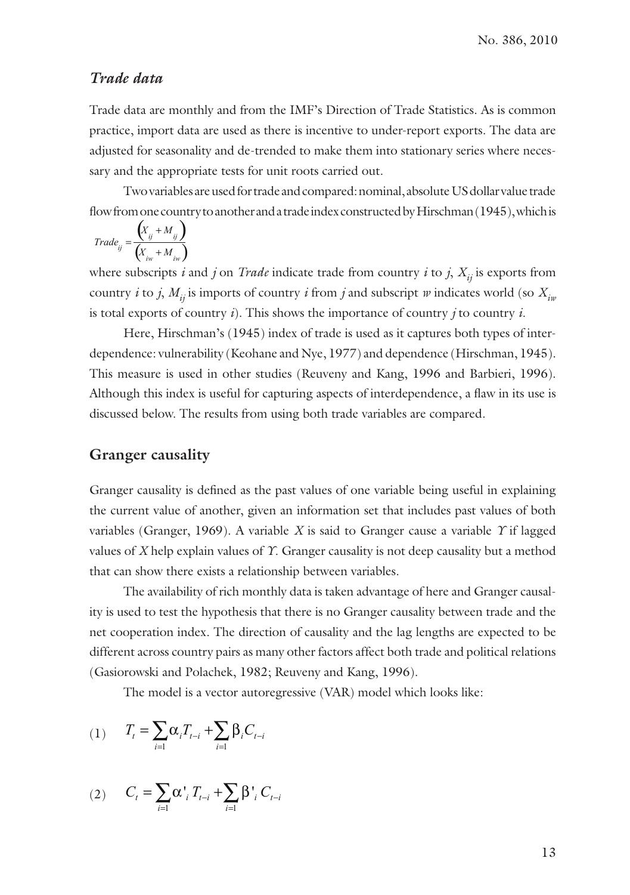### *Trade data*

Trade data are monthly and from the IMF's Direction of Trade Statistics. As is common practice, import data are used as there is incentive to under-report exports. The data are adjusted for seasonality and de-trended to make them into stationary series where necessary and the appropriate tests for unit roots carried out.

Two variables are used for trade and compared: nominal, absolute US dollar value trade flow from one country to another and a trade index constructed by Hirschman (1945), which is

$$Trade_{ij} = \frac{\left(X_{ij} + M_{ij}\right)}{\left(X_{iw} + M_{iw}\right)}$$

where subscripts *i* and *j* on *Trade* indicate trade from country *i* to *j*, $X_{ij}$ is exports from country *i* to *j*, $M_{ij}$ is imports of country *i* from *j* and subscript *w* indicates world (so $X_{iw}$ is total exports of country *i*). This shows the importance of country *j* to country *i*.

Here, Hirschman's (1945) index of trade is used as it captures both types of interdependence: vulnerability (Keohane and Nye, 1977) and dependence (Hirschman, 1945). This measure is used in other studies (Reuveny and Kang, 1996 and Barbieri, 1996). Although this index is useful for capturing aspects of interdependence, a flaw in its use is discussed below. The results from using both trade variables are compared.

## Granger causality

Granger causality is defined as the past values of one variable being useful in explaining the current value of another, given an information set that includes past values of both variables (Granger, 1969). A variable *X* is said to Granger cause a variable *Y* if lagged values of *X* help explain values of *Y*. Granger causality is not deep causality but a method that can show there exists a relationship between variables.

The availability of rich monthly data is taken advantage of here and Granger causality is used to test the hypothesis that there is no Granger causality between trade and the net cooperation index. The direction of causality and the lag lengths are expected to be different across country pairs as many other factors affect both trade and political relations (Gasiorowski and Polachek, 1982; Reuveny and Kang, 1996).

The model is a vector autoregressive (VAR) model which looks like:

$$(1) \quad T_t = \sum_{i=1} \alpha_i T_{t-i} + \sum_{i=1} \beta_i C_{t-i}$$

$$(2) \quad C_t = \sum_{i=1} \alpha'_i T_{t-i} + \sum_{i=1} \beta'_i C_{t-i}$$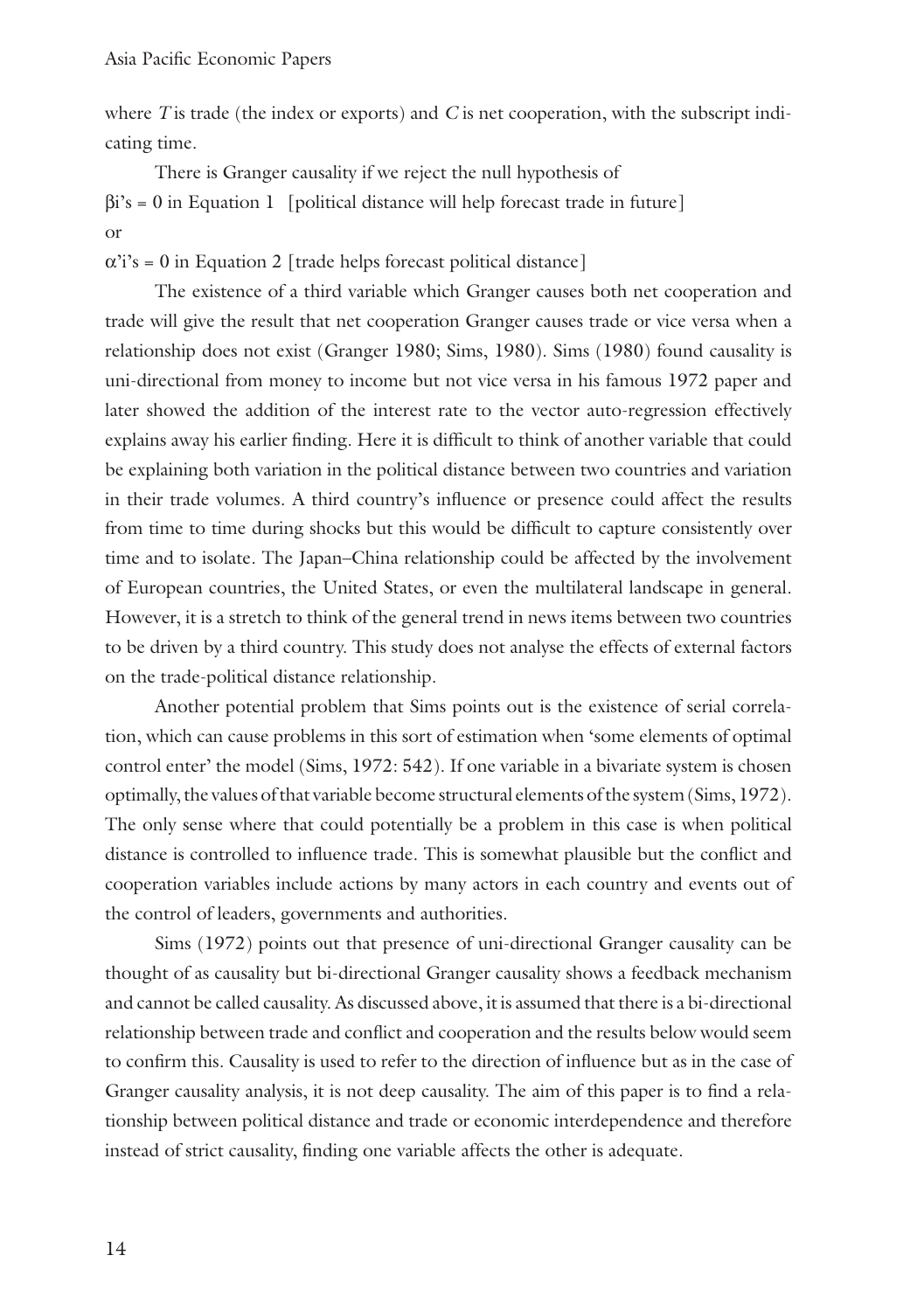where $T$ is trade (the index or exports) and $C$ is net cooperation, with the subscript indicating time.

There is Granger causality if we reject the null hypothesis of
$\beta i$'s = 0 in Equation 1 [political distance will help forecast trade in future]
or
$\alpha$'i's = 0 in Equation 2 [trade helps forecast political distance]

The existence of a third variable which Granger causes both net cooperation and trade will give the result that net cooperation Granger causes trade or vice versa when a relationship does not exist (Granger 1980; Sims, 1980). Sims (1980) found causality is uni-directional from money to income but not vice versa in his famous 1972 paper and later showed the addition of the interest rate to the vector auto-regression effectively explains away his earlier finding. Here it is difficult to think of another variable that could be explaining both variation in the political distance between two countries and variation in their trade volumes. A third country's influence or presence could affect the results from time to time during shocks but this would be difficult to capture consistently over time and to isolate. The Japan–China relationship could be affected by the involvement of European countries, the United States, or even the multilateral landscape in general. However, it is a stretch to think of the general trend in news items between two countries to be driven by a third country. This study does not analyse the effects of external factors on the trade-political distance relationship.

Another potential problem that Sims points out is the existence of serial correlation, which can cause problems in this sort of estimation when 'some elements of optimal control enter' the model (Sims, 1972: 542). If one variable in a bivariate system is chosen optimally, the values of that variable become structural elements of the system (Sims, 1972). The only sense where that could potentially be a problem in this case is when political distance is controlled to influence trade. This is somewhat plausible but the conflict and cooperation variables include actions by many actors in each country and events out of the control of leaders, governments and authorities.

Sims (1972) points out that presence of uni-directional Granger causality can be thought of as causality but bi-directional Granger causality shows a feedback mechanism and cannot be called causality. As discussed above, it is assumed that there is a bi-directional relationship between trade and conflict and cooperation and the results below would seem to confirm this. Causality is used to refer to the direction of influence but as in the case of Granger causality analysis, it is not deep causality. The aim of this paper is to find a relationship between political distance and trade or economic interdependence and therefore instead of strict causality, finding one variable affects the other is adequate.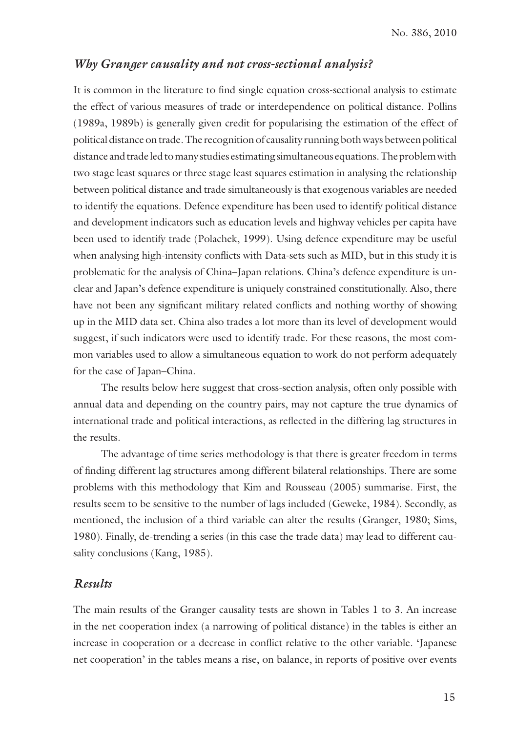### *Why Granger causality and not cross-sectional analysis?*

It is common in the literature to find single equation cross-sectional analysis to estimate the effect of various measures of trade or interdependence on political distance. Pollins (1989a, 1989b) is generally given credit for popularising the estimation of the effect of political distance on trade. The recognition of causality running both ways between political distance and trade led to many studies estimating simultaneous equations. The problem with two stage least squares or three stage least squares estimation in analysing the relationship between political distance and trade simultaneously is that exogenous variables are needed to identify the equations. Defence expenditure has been used to identify political distance and development indicators such as education levels and highway vehicles per capita have been used to identify trade (Polachek, 1999). Using defence expenditure may be useful when analysing high-intensity conflicts with Data-sets such as MID, but in this study it is problematic for the analysis of China–Japan relations. China's defence expenditure is unclear and Japan's defence expenditure is uniquely constrained constitutionally. Also, there have not been any significant military related conflicts and nothing worthy of showing up in the MID data set. China also trades a lot more than its level of development would suggest, if such indicators were used to identify trade. For these reasons, the most common variables used to allow a simultaneous equation to work do not perform adequately for the case of Japan–China.

The results below here suggest that cross-section analysis, often only possible with annual data and depending on the country pairs, may not capture the true dynamics of international trade and political interactions, as reflected in the differing lag structures in the results.

The advantage of time series methodology is that there is greater freedom in terms of finding different lag structures among different bilateral relationships. There are some problems with this methodology that Kim and Rousseau (2005) summarise. First, the results seem to be sensitive to the number of lags included (Geweke, 1984). Secondly, as mentioned, the inclusion of a third variable can alter the results (Granger, 1980; Sims, 1980). Finally, de-trending a series (in this case the trade data) may lead to different causality conclusions (Kang, 1985).

### *Results*

The main results of the Granger causality tests are shown in Tables 1 to 3. An increase in the net cooperation index (a narrowing of political distance) in the tables is either an increase in cooperation or a decrease in conflict relative to the other variable. 'Japanese net cooperation' in the tables means a rise, on balance, in reports of positive over events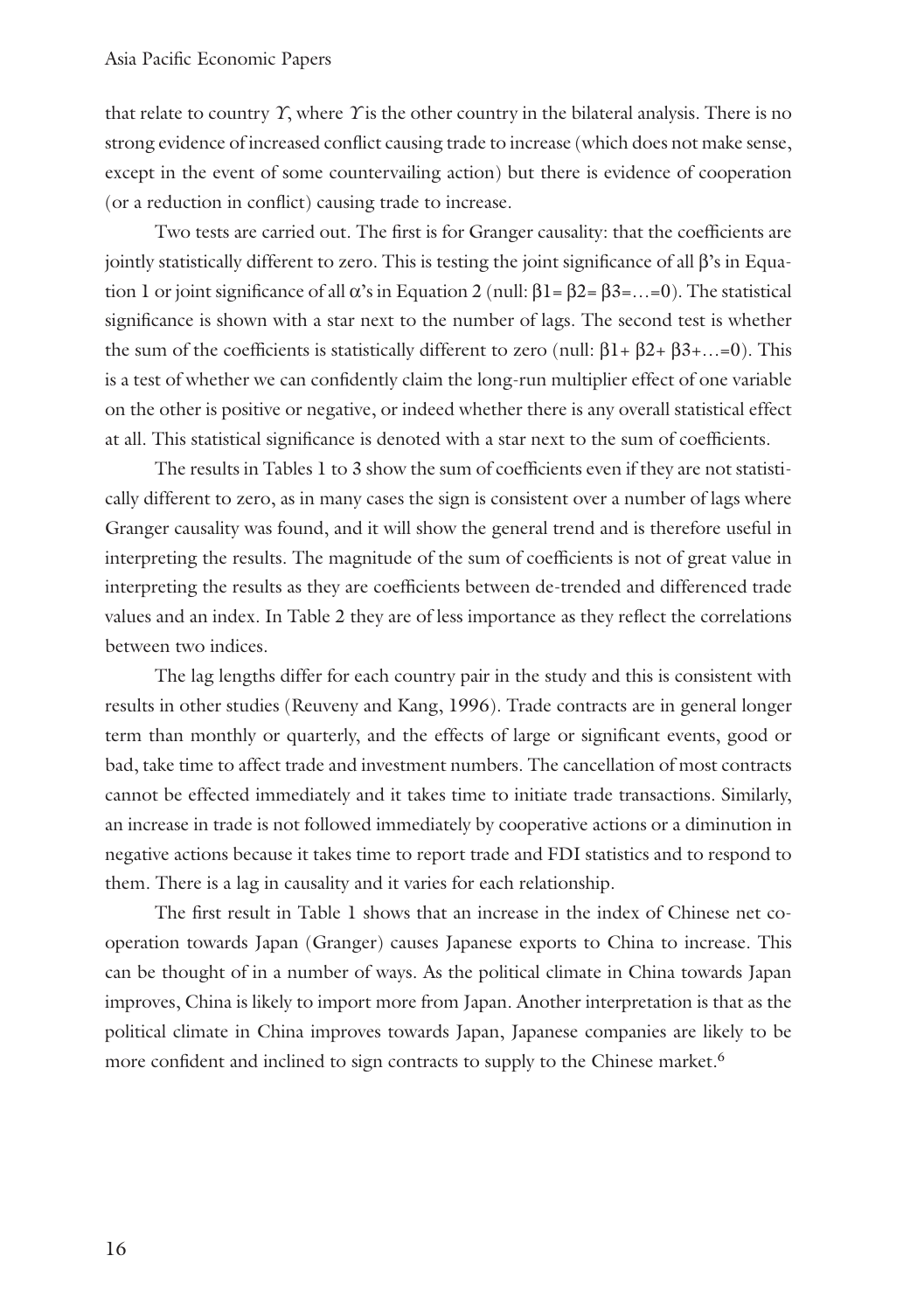that relate to country $Y$, where $Y$ is the other country in the bilateral analysis. There is no strong evidence of increased conflict causing trade to increase (which does not make sense, except in the event of some countervailing action) but there is evidence of cooperation (or a reduction in conflict) causing trade to increase.

Two tests are carried out. The first is for Granger causality: that the coefficients are jointly statistically different to zero. This is testing the joint significance of all β's in Equation 1 or joint significance of all α's in Equation 2 (null: $\beta1 = \beta2 = \beta3 = \ldots = 0$). The statistical significance is shown with a star next to the number of lags. The second test is whether the sum of the coefficients is statistically different to zero (null: $\beta1 + \beta2 + \beta3 + \ldots = 0$). This is a test of whether we can confidently claim the long-run multiplier effect of one variable on the other is positive or negative, or indeed whether there is any overall statistical effect at all. This statistical significance is denoted with a star next to the sum of coefficients.

The results in Tables 1 to 3 show the sum of coefficients even if they are not statistically different to zero, as in many cases the sign is consistent over a number of lags where Granger causality was found, and it will show the general trend and is therefore useful in interpreting the results. The magnitude of the sum of coefficients is not of great value in interpreting the results as they are coefficients between de-trended and differenced trade values and an index. In Table 2 they are of less importance as they reflect the correlations between two indices.

The lag lengths differ for each country pair in the study and this is consistent with results in other studies (Reuveny and Kang, 1996). Trade contracts are in general longer term than monthly or quarterly, and the effects of large or significant events, good or bad, take time to affect trade and investment numbers. The cancellation of most contracts cannot be effected immediately and it takes time to initiate trade transactions. Similarly, an increase in trade is not followed immediately by cooperative actions or a diminution in negative actions because it takes time to report trade and FDI statistics and to respond to them. There is a lag in causality and it varies for each relationship.

The first result in Table 1 shows that an increase in the index of Chinese net cooperation towards Japan (Granger) causes Japanese exports to China to increase. This can be thought of in a number of ways. As the political climate in China towards Japan improves, China is likely to import more from Japan. Another interpretation is that as the political climate in China improves towards Japan, Japanese companies are likely to be more confident and inclined to sign contracts to supply to the Chinese market.[6]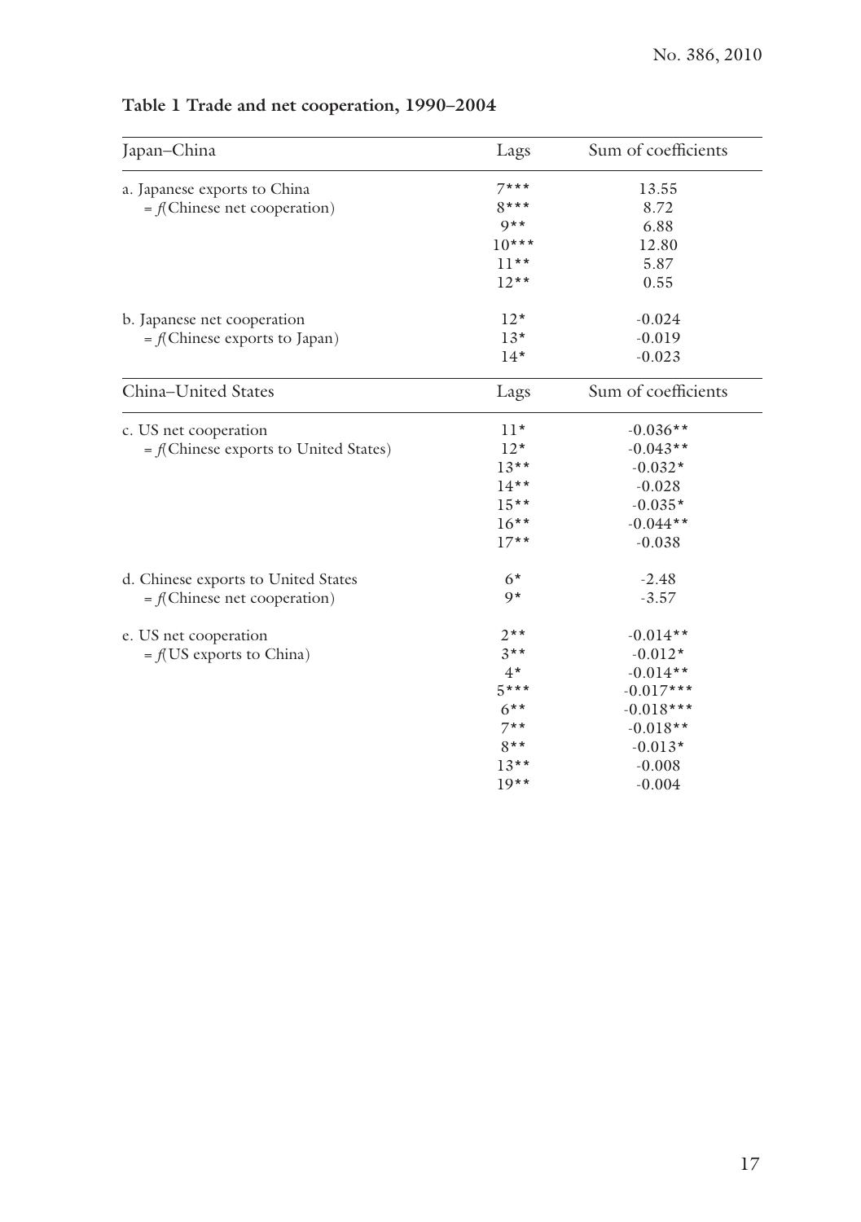**Table 1 Trade and net cooperation, 1990–2004**

| Japan–China | Lags | Sum of coefficients |
|---|---|---|
| a. Japanese exports to China | 7*** | 13.55 |
| = *f*(Chinese net cooperation) | 8*** | 8.72 |
| | 9** | 6.88 |
| | 10*** | 12.80 |
| | 11** | 5.87 |
| | 12** | 0.55 |
| b. Japanese net cooperation | 12* | -0.024 |
| = *f*(Chinese exports to Japan) | 13* | -0.019 |
| | 14* | -0.023 |
| **China–United States** | **Lags** | **Sum of coefficients** |
| c. US net cooperation | 11* | -0.036** |
| = *f*(Chinese exports to United States) | 12* | -0.043** |
| | 13** | -0.032* |
| | 14** | -0.028 |
| | 15** | -0.035* |
| | 16** | -0.044** |
| | 17** | -0.038 |
| d. Chinese exports to United States | 6* | -2.48 |
| = *f*(Chinese net cooperation) | 9* | -3.57 |
| e. US net cooperation | 2** | -0.014** |
| = *f*(US exports to China) | 3** | -0.012* |
| | 4* | -0.014** |
| | 5*** | -0.017*** |
| | 6** | -0.018*** |
| | 7** | -0.018** |
| | 8** | -0.013* |
| | 13** | -0.008 |
| | 19** | -0.004 |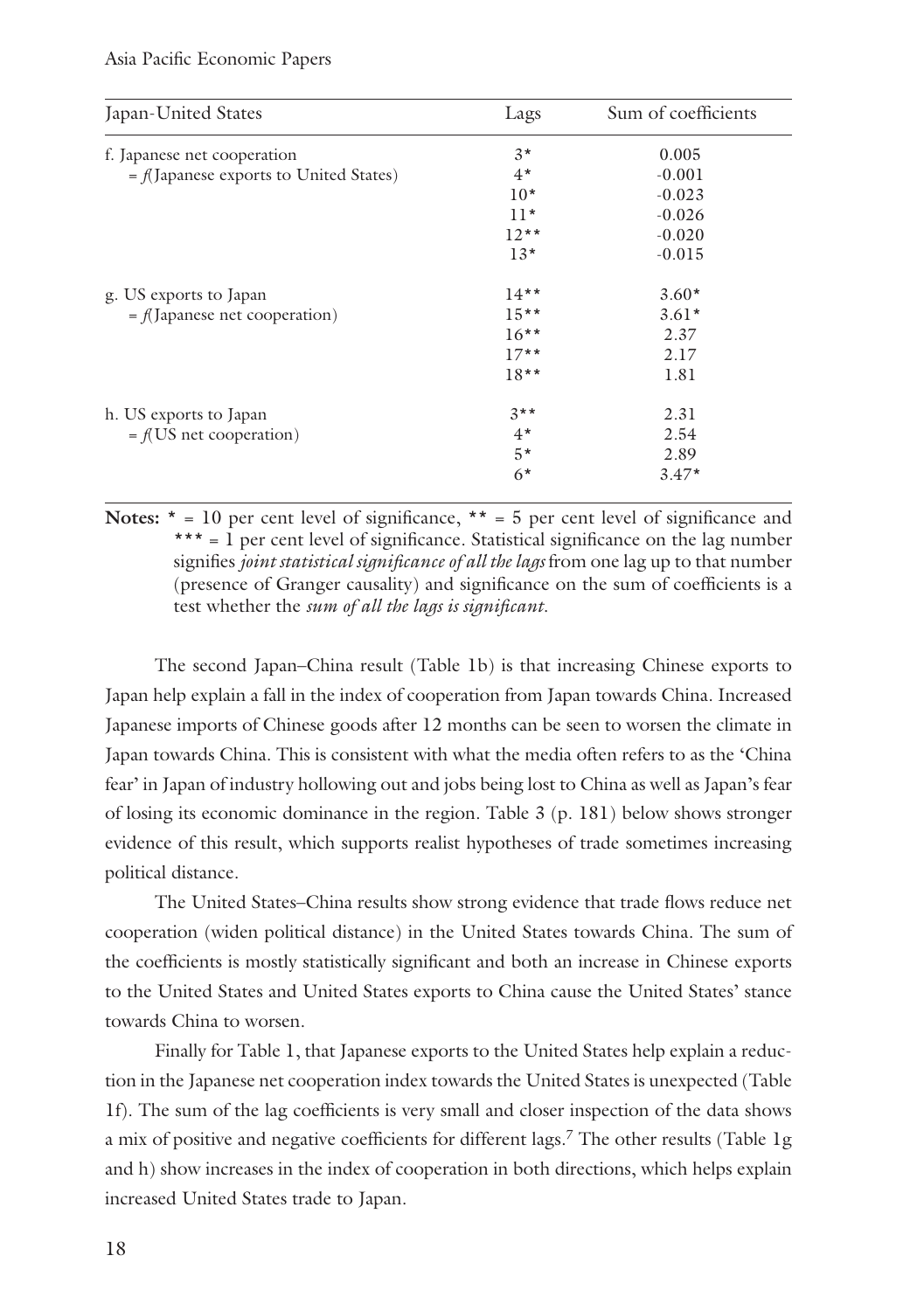| Japan-United States | Lags | Sum of coefficients |
|---|---|---|
| f. Japanese net cooperation | 3* | 0.005 |
| = *f*(Japanese exports to United States) | 4* | -0.001 |
| | 10* | -0.023 |
| | 11* | -0.026 |
| | 12** | -0.020 |
| | 13* | -0.015 |
| g. US exports to Japan | 14** | 3.60* |
| = *f*(Japanese net cooperation) | 15** | 3.61* |
| | 16** | 2.37 |
| | 17** | 2.17 |
| | 18** | 1.81 |
| h. US exports to Japan | 3** | 2.31 |
| = *f*(US net cooperation) | 4* | 2.54 |
| | 5* | 2.89 |
| | 6* | 3.47* |

**Notes:** * = 10 per cent level of significance, ** = 5 per cent level of significance and *** = 1 per cent level of significance. Statistical significance on the lag number signifies *joint statistical significance of all the lags* from one lag up to that number (presence of Granger causality) and significance on the sum of coefficients is a test whether the *sum of all the lags is significant*.

The second Japan–China result (Table 1b) is that increasing Chinese exports to Japan help explain a fall in the index of cooperation from Japan towards China. Increased Japanese imports of Chinese goods after 12 months can be seen to worsen the climate in Japan towards China. This is consistent with what the media often refers to as the 'China fear' in Japan of industry hollowing out and jobs being lost to China as well as Japan's fear of losing its economic dominance in the region. Table 3 (p. 181) below shows stronger evidence of this result, which supports realist hypotheses of trade sometimes increasing political distance.

The United States–China results show strong evidence that trade flows reduce net cooperation (widen political distance) in the United States towards China. The sum of the coefficients is mostly statistically significant and both an increase in Chinese exports to the United States and United States exports to China cause the United States' stance towards China to worsen.

Finally for Table 1, that Japanese exports to the United States help explain a reduction in the Japanese net cooperation index towards the United States is unexpected (Table 1f). The sum of the lag coefficients is very small and closer inspection of the data shows a mix of positive and negative coefficients for different lags.[7] The other results (Table 1g and h) show increases in the index of cooperation in both directions, which helps explain increased United States trade to Japan.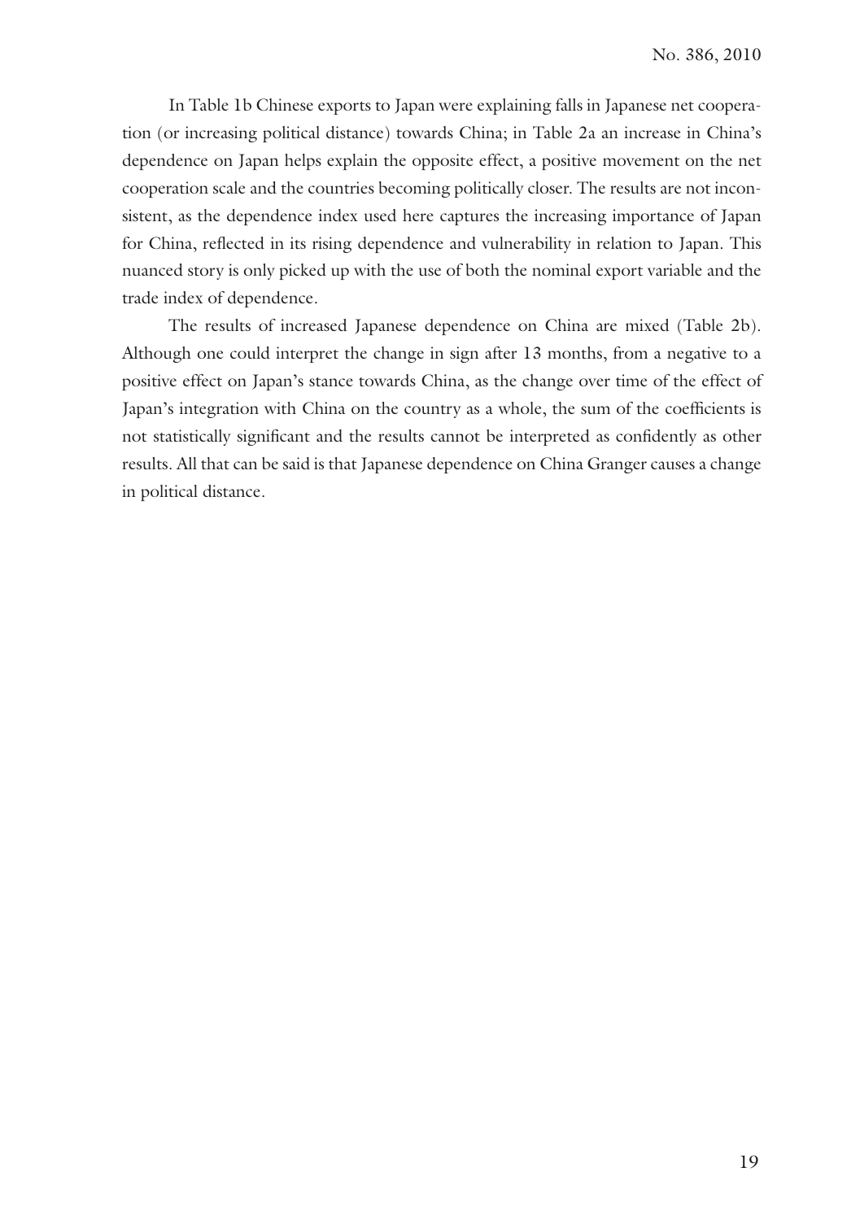In Table 1b Chinese exports to Japan were explaining falls in Japanese net cooperation (or increasing political distance) towards China; in Table 2a an increase in China's dependence on Japan helps explain the opposite effect, a positive movement on the net cooperation scale and the countries becoming politically closer. The results are not inconsistent, as the dependence index used here captures the increasing importance of Japan for China, reflected in its rising dependence and vulnerability in relation to Japan. This nuanced story is only picked up with the use of both the nominal export variable and the trade index of dependence.

The results of increased Japanese dependence on China are mixed (Table 2b). Although one could interpret the change in sign after 13 months, from a negative to a positive effect on Japan's stance towards China, as the change over time of the effect of Japan's integration with China on the country as a whole, the sum of the coefficients is not statistically significant and the results cannot be interpreted as confidently as other results. All that can be said is that Japanese dependence on China Granger causes a change in political distance.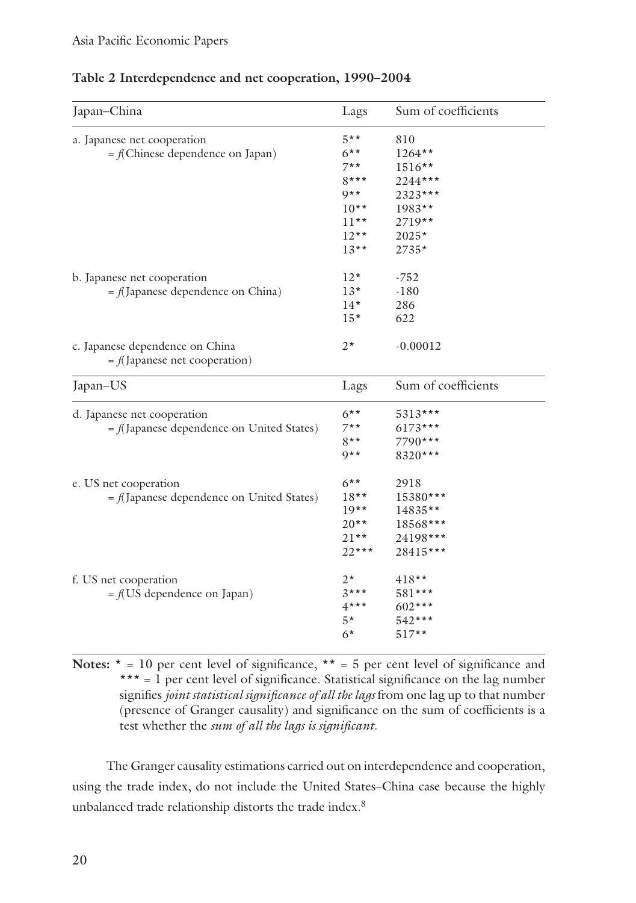**Table 2 Interdependence and net cooperation, 1990–2004**

| Japan–China | Lags | Sum of coefficients |
|---|---|---|
| a. Japanese net cooperation | 5** | 810 |
| = *f*(Chinese dependence on Japan) | 6** | 1264** |
| | 7** | 1516** |
| | 8*** | 2244*** |
| | 9** | 2323*** |
| | 10** | 1983** |
| | 11** | 2719** |
| | 12** | 2025* |
| | 13** | 2735* |
| b. Japanese net cooperation | 12* | -752 |
| = *f*(Japanese dependence on China) | 13* | -180 |
| | 14* | 286 |
| | 15* | 622 |
| c. Japanese dependence on China | 2* | -0.00012 |
| = *f*(Japanese net cooperation) | | |
| **Japan–US** | **Lags** | **Sum of coefficients** |
| d. Japanese net cooperation | 6** | 5313*** |
| = *f*(Japanese dependence on United States) | 7** | 6173*** |
| | 8** | 7790*** |
| | 9** | 8320*** |
| e. US net cooperation | 6** | 2918 |
| = *f*(Japanese dependence on United States) | 18** | 15380*** |
| | 19** | 14835** |
| | 20** | 18568*** |
| | 21** | 24198*** |
| | 22*** | 28415*** |
| f. US net cooperation | 2* | 418** |
| = *f*(US dependence on Japan) | 3*** | 581*** |
| | 4*** | 602*** |
| | 5* | 542*** |
| | 6* | 517** |

**Notes:** * = 10 per cent level of significance, ** = 5 per cent level of significance and *** = 1 per cent level of significance. Statistical significance on the lag number signifies *joint statistical significance of all the lags* from one lag up to that number (presence of Granger causality) and significance on the sum of coefficients is a test whether the *sum of all the lags is significant*.

The Granger causality estimations carried out on interdependence and cooperation, using the trade index, do not include the United States–China case because the highly unbalanced trade relationship distorts the trade index.[8]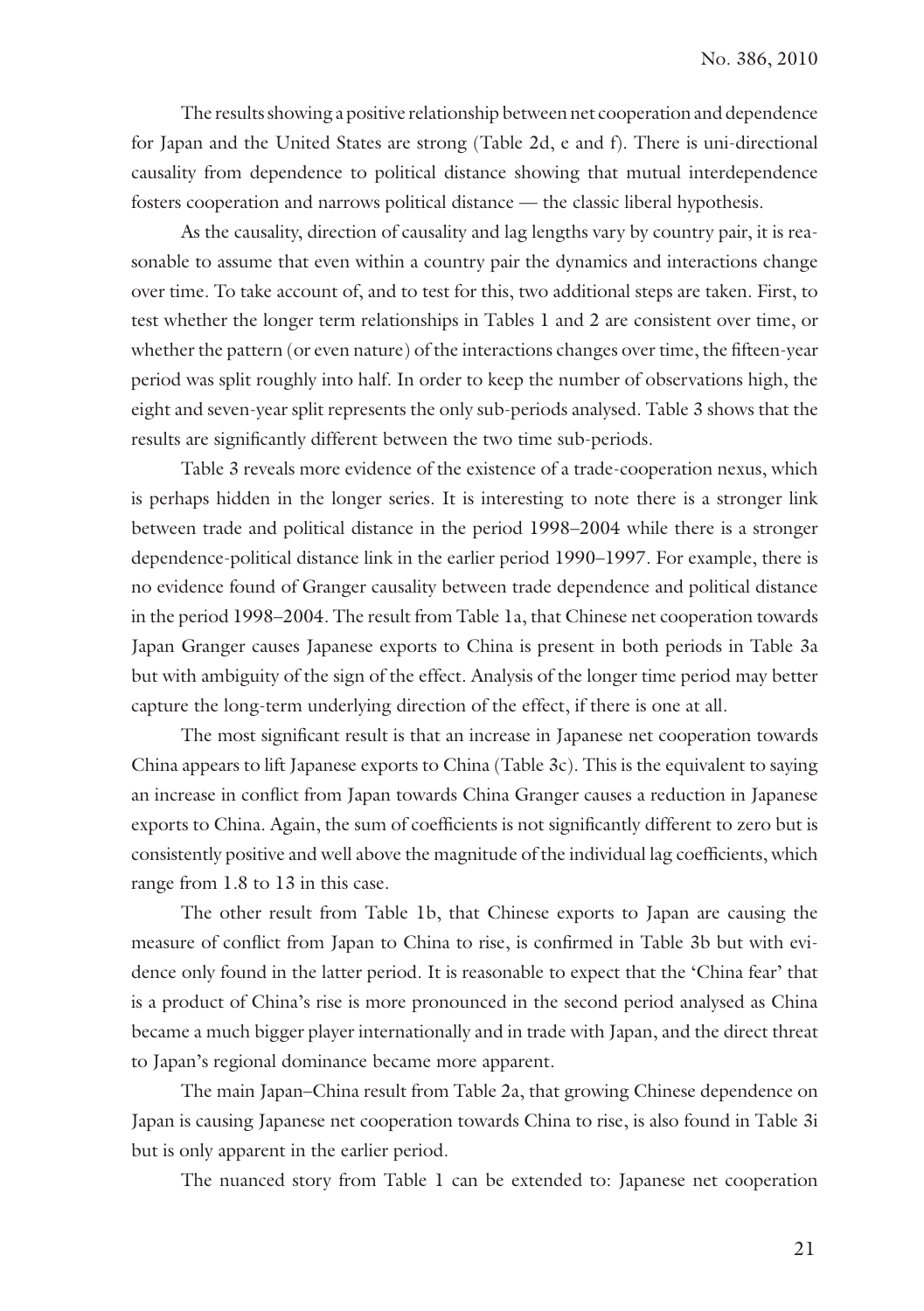The results showing a positive relationship between net cooperation and dependence for Japan and the United States are strong (Table 2d, e and f). There is uni-directional causality from dependence to political distance showing that mutual interdependence fosters cooperation and narrows political distance — the classic liberal hypothesis.

As the causality, direction of causality and lag lengths vary by country pair, it is reasonable to assume that even within a country pair the dynamics and interactions change over time. To take account of, and to test for this, two additional steps are taken. First, to test whether the longer term relationships in Tables 1 and 2 are consistent over time, or whether the pattern (or even nature) of the interactions changes over time, the fifteen-year period was split roughly into half. In order to keep the number of observations high, the eight and seven-year split represents the only sub-periods analysed. Table 3 shows that the results are significantly different between the two time sub-periods.

Table 3 reveals more evidence of the existence of a trade-cooperation nexus, which is perhaps hidden in the longer series. It is interesting to note there is a stronger link between trade and political distance in the period 1998–2004 while there is a stronger dependence-political distance link in the earlier period 1990–1997. For example, there is no evidence found of Granger causality between trade dependence and political distance in the period 1998–2004. The result from Table 1a, that Chinese net cooperation towards Japan Granger causes Japanese exports to China is present in both periods in Table 3a but with ambiguity of the sign of the effect. Analysis of the longer time period may better capture the long-term underlying direction of the effect, if there is one at all.

The most significant result is that an increase in Japanese net cooperation towards China appears to lift Japanese exports to China (Table 3c). This is the equivalent to saying an increase in conflict from Japan towards China Granger causes a reduction in Japanese exports to China. Again, the sum of coefficients is not significantly different to zero but is consistently positive and well above the magnitude of the individual lag coefficients, which range from 1.8 to 13 in this case.

The other result from Table 1b, that Chinese exports to Japan are causing the measure of conflict from Japan to China to rise, is confirmed in Table 3b but with evidence only found in the latter period. It is reasonable to expect that the 'China fear' that is a product of China's rise is more pronounced in the second period analysed as China became a much bigger player internationally and in trade with Japan, and the direct threat to Japan's regional dominance became more apparent.

The main Japan–China result from Table 2a, that growing Chinese dependence on Japan is causing Japanese net cooperation towards China to rise, is also found in Table 3i but is only apparent in the earlier period.

The nuanced story from Table 1 can be extended to: Japanese net cooperation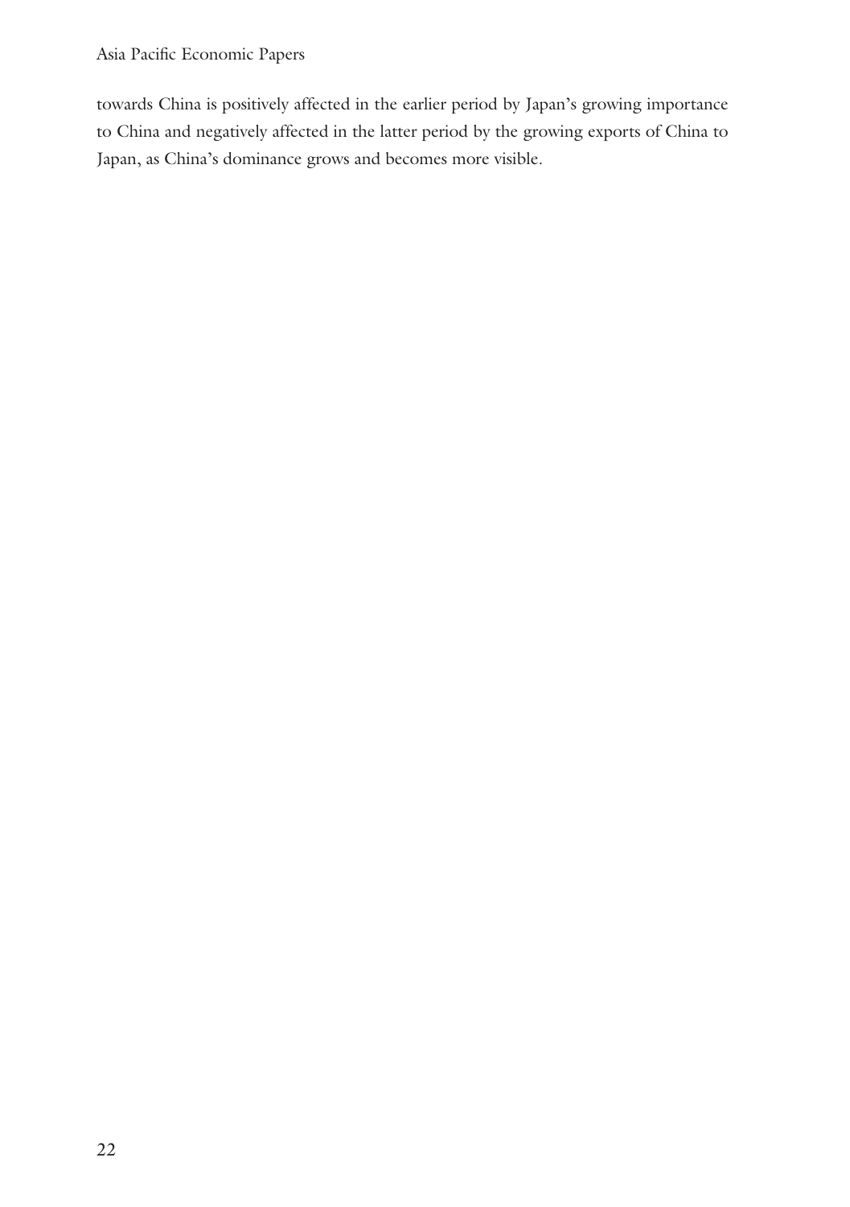towards China is positively affected in the earlier period by Japan's growing importance to China and negatively affected in the latter period by the growing exports of China to Japan, as China's dominance grows and becomes more visible.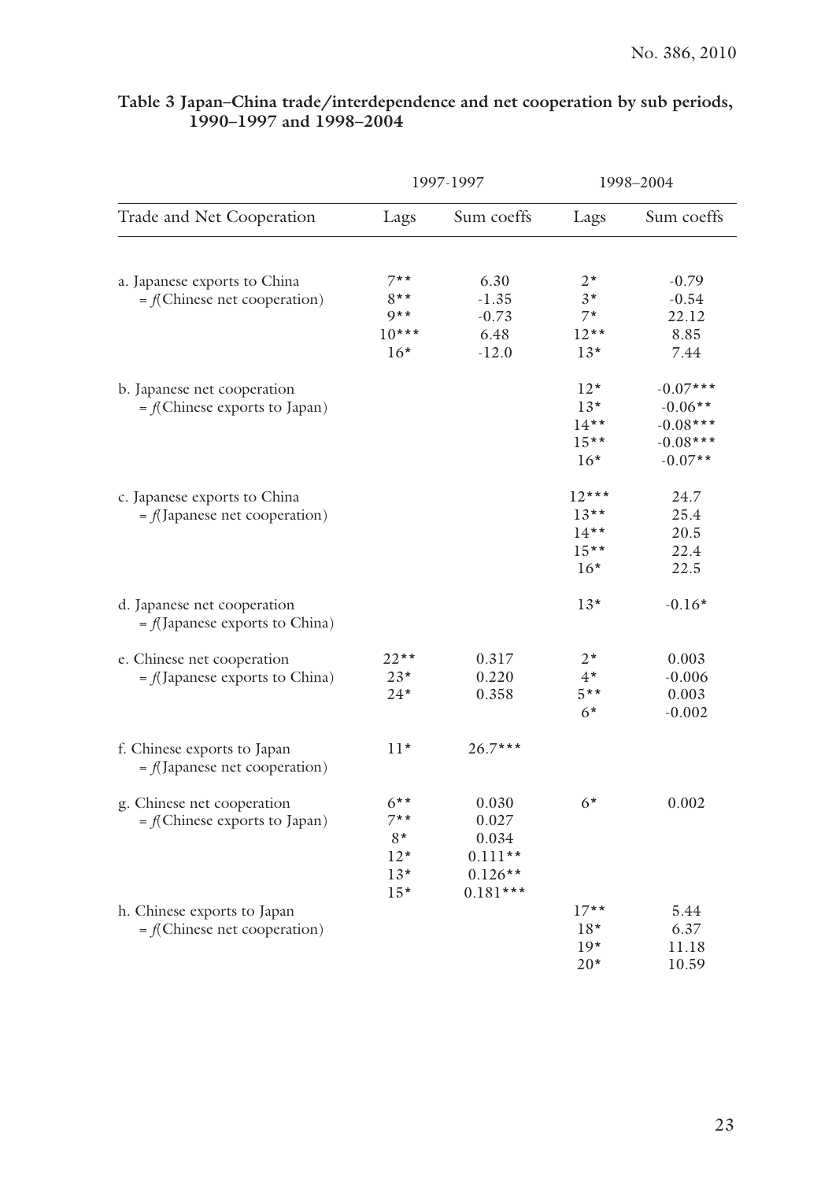**Table 3 Japan–China trade/interdependence and net cooperation by sub periods, 1990–1997 and 1998–2004**

| Trade and Net Cooperation | 1997-1997 | | 1998–2004 | |
|---|---|---|---|---|
| | Lags | Sum coeffs | Lags | Sum coeffs |
| a. Japanese exports to China | 7** | 6.30 | 2* | -0.79 |
| = *f*(Chinese net cooperation) | 8** | -1.35 | 3* | -0.54 |
| | 9** | -0.73 | 7* | 22.12 |
| | 10*** | 6.48 | 12** | 8.85 |
| | 16* | -12.0 | 13* | 7.44 |
| b. Japanese net cooperation | | | 12* | -0.07*** |
| = *f*(Chinese exports to Japan) | | | 13* | -0.06** |
| | | | 14** | -0.08*** |
| | | | 15** | -0.08*** |
| | | | 16* | -0.07** |
| c. Japanese exports to China | | | 12*** | 24.7 |
| = *f*(Japanese net cooperation) | | | 13** | 25.4 |
| | | | 14** | 20.5 |
| | | | 15** | 22.4 |
| | | | 16* | 22.5 |
| d. Japanese net cooperation = *f*(Japanese exports to China) | | | 13* | -0.16* |
| e. Chinese net cooperation | 22** | 0.317 | 2* | 0.003 |
| = *f*(Japanese exports to China) | 23* | 0.220 | 4* | -0.006 |
| | 24* | 0.358 | 5** | 0.003 |
| | | | 6* | -0.002 |
| f. Chinese exports to Japan = *f*(Japanese net cooperation) | 11* | 26.7*** | | |
| g. Chinese net cooperation | 6** | 0.030 | 6* | 0.002 |
| = *f*(Chinese exports to Japan) | 7** | 0.027 | | |
| | 8* | 0.034 | | |
| | 12* | 0.111** | | |
| | 13* | 0.126** | | |
| | 15* | 0.181*** | | |
| h. Chinese exports to Japan | | | 17** | 5.44 |
| = *f*(Chinese net cooperation) | | | 18* | 6.37 |
| | | | 19* | 11.18 |
| | | | 20* | 10.59 |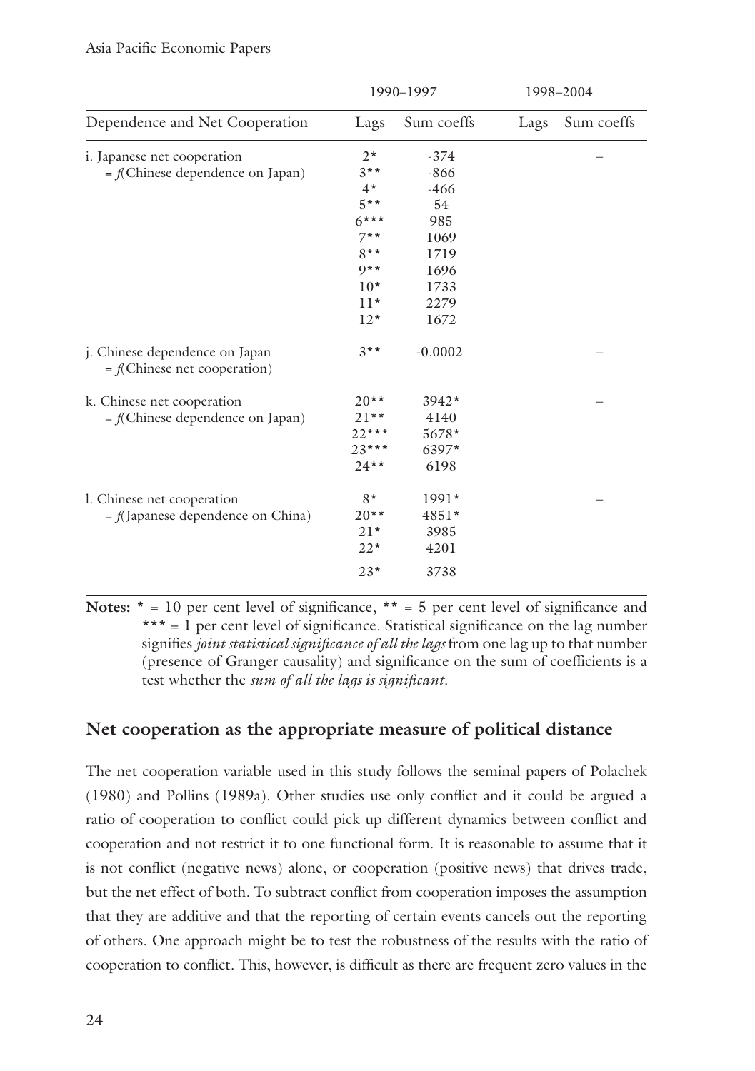| Dependence and Net Cooperation | 1990–1997 | | 1998–2004 | |
|---|---|---|---|---|
| | Lags | Sum coeffs | Lags | Sum coeffs |
| i. Japanese net cooperation = *f*(Chinese dependence on Japan) | 2* | -374 | | – |
| | 3** | -866 | | |
| | 4* | -466 | | |
| | 5** | 54 | | |
| | 6*** | 985 | | |
| | 7** | 1069 | | |
| | 8** | 1719 | | |
| | 9** | 1696 | | |
| | 10* | 1733 | | |
| | 11* | 2279 | | |
| | 12* | 1672 | | |
| j. Chinese dependence on Japan = *f*(Chinese net cooperation) | 3** | -0.0002 | | – |
| k. Chinese net cooperation = *f*(Chinese dependence on Japan) | 20** | 3942* | | – |
| | 21** | 4140 | | |
| | 22*** | 5678* | | |
| | 23*** | 6397* | | |
| | 24** | 6198 | | |
| l. Chinese net cooperation = *f*(Japanese dependence on China) | 8* | 1991* | | – |
| | 20** | 4851* | | |
| | 21* | 3985 | | |
| | 22* | 4201 | | |
| | 23* | 3738 | | |

**Notes:** * = 10 per cent level of significance, ** = 5 per cent level of significance and *** = 1 per cent level of significance. Statistical significance on the lag number signifies *joint statistical significance of all the lags* from one lag up to that number (presence of Granger causality) and significance on the sum of coefficients is a test whether the *sum of all the lags is significant*.

## Net cooperation as the appropriate measure of political distance

The net cooperation variable used in this study follows the seminal papers of Polachek (1980) and Pollins (1989a). Other studies use only conflict and it could be argued a ratio of cooperation to conflict could pick up different dynamics between conflict and cooperation and not restrict it to one functional form. It is reasonable to assume that it is not conflict (negative news) alone, or cooperation (positive news) that drives trade, but the net effect of both. To subtract conflict from cooperation imposes the assumption that they are additive and that the reporting of certain events cancels out the reporting of others. One approach might be to test the robustness of the results with the ratio of cooperation to conflict. This, however, is difficult as there are frequent zero values in the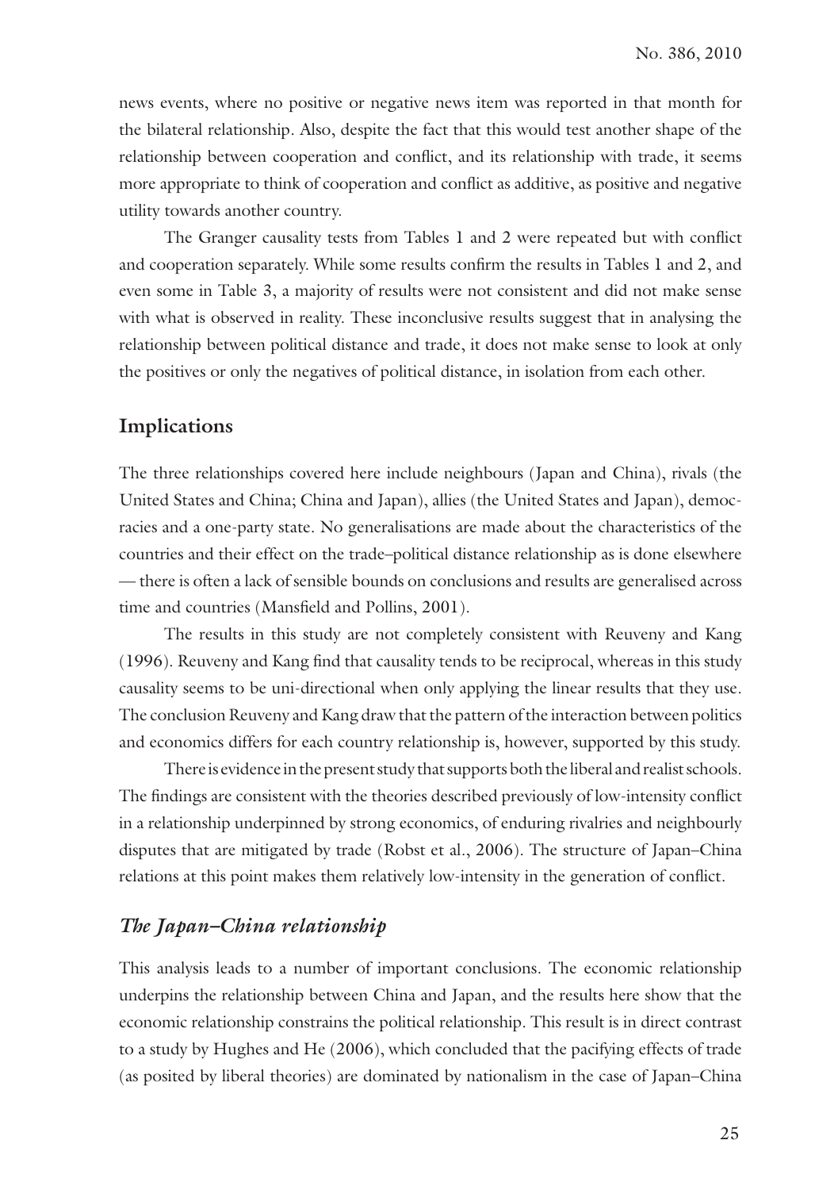news events, where no positive or negative news item was reported in that month for the bilateral relationship. Also, despite the fact that this would test another shape of the relationship between cooperation and conflict, and its relationship with trade, it seems more appropriate to think of cooperation and conflict as additive, as positive and negative utility towards another country.

The Granger causality tests from Tables 1 and 2 were repeated but with conflict and cooperation separately. While some results confirm the results in Tables 1 and 2, and even some in Table 3, a majority of results were not consistent and did not make sense with what is observed in reality. These inconclusive results suggest that in analysing the relationship between political distance and trade, it does not make sense to look at only the positives or only the negatives of political distance, in isolation from each other.

## Implications

The three relationships covered here include neighbours (Japan and China), rivals (the United States and China; China and Japan), allies (the United States and Japan), democracies and a one-party state. No generalisations are made about the characteristics of the countries and their effect on the trade–political distance relationship as is done elsewhere — there is often a lack of sensible bounds on conclusions and results are generalised across time and countries (Mansfield and Pollins, 2001).

The results in this study are not completely consistent with Reuveny and Kang (1996). Reuveny and Kang find that causality tends to be reciprocal, whereas in this study causality seems to be uni-directional when only applying the linear results that they use. The conclusion Reuveny and Kang draw that the pattern of the interaction between politics and economics differs for each country relationship is, however, supported by this study.

There is evidence in the present study that supports both the liberal and realist schools. The findings are consistent with the theories described previously of low-intensity conflict in a relationship underpinned by strong economics, of enduring rivalries and neighbourly disputes that are mitigated by trade (Robst et al., 2006). The structure of Japan–China relations at this point makes them relatively low-intensity in the generation of conflict.

### *The Japan–China relationship*

This analysis leads to a number of important conclusions. The economic relationship underpins the relationship between China and Japan, and the results here show that the economic relationship constrains the political relationship. This result is in direct contrast to a study by Hughes and He (2006), which concluded that the pacifying effects of trade (as posited by liberal theories) are dominated by nationalism in the case of Japan–China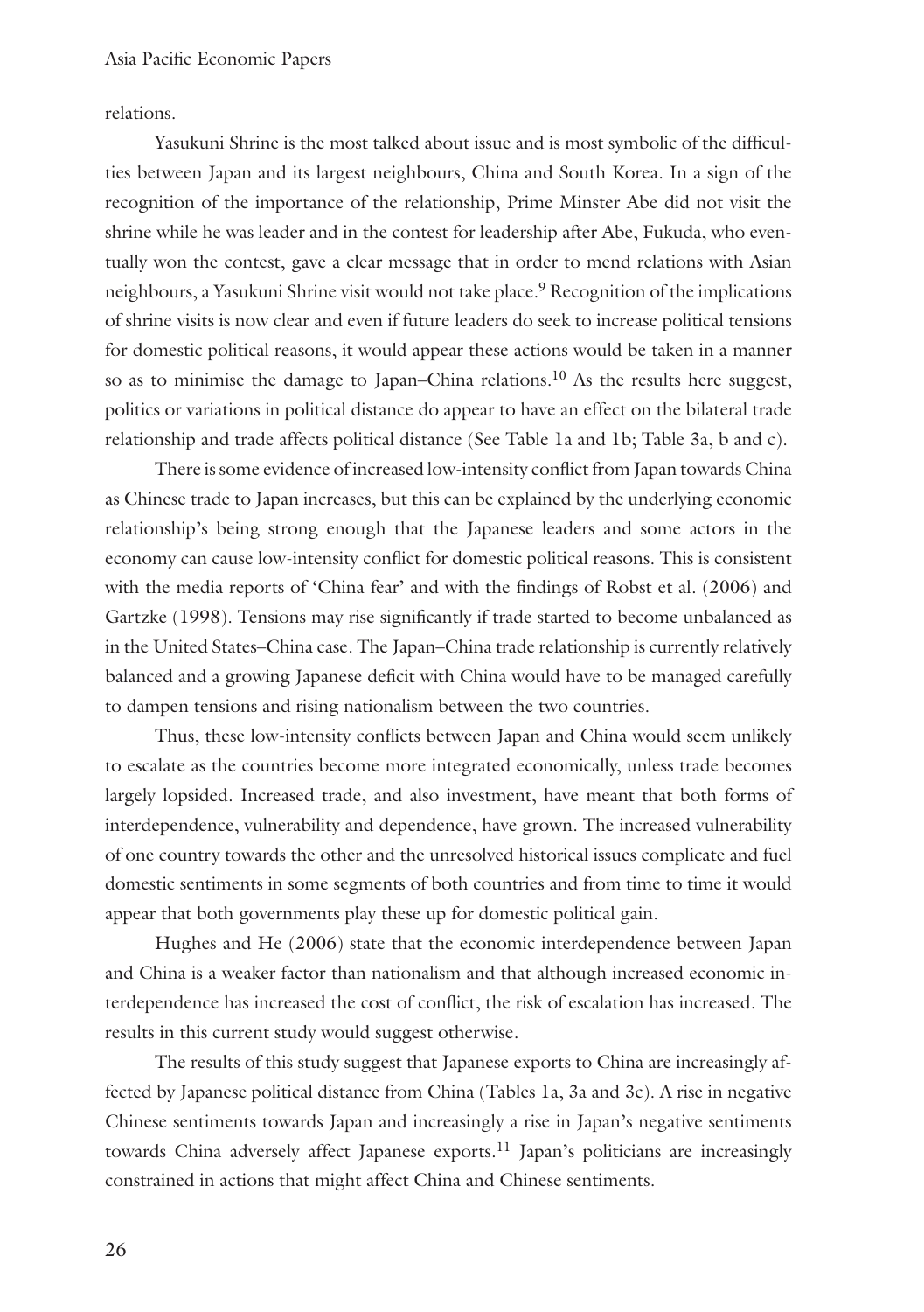relations.

Yasukuni Shrine is the most talked about issue and is most symbolic of the difficulties between Japan and its largest neighbours, China and South Korea. In a sign of the recognition of the importance of the relationship, Prime Minster Abe did not visit the shrine while he was leader and in the contest for leadership after Abe, Fukuda, who eventually won the contest, gave a clear message that in order to mend relations with Asian neighbours, a Yasukuni Shrine visit would not take place.[9] Recognition of the implications of shrine visits is now clear and even if future leaders do seek to increase political tensions for domestic political reasons, it would appear these actions would be taken in a manner so as to minimise the damage to Japan–China relations.[10] As the results here suggest, politics or variations in political distance do appear to have an effect on the bilateral trade relationship and trade affects political distance (See Table 1a and 1b; Table 3a, b and c).

There is some evidence of increased low-intensity conflict from Japan towards China as Chinese trade to Japan increases, but this can be explained by the underlying economic relationship's being strong enough that the Japanese leaders and some actors in the economy can cause low-intensity conflict for domestic political reasons. This is consistent with the media reports of 'China fear' and with the findings of Robst et al. (2006) and Gartzke (1998). Tensions may rise significantly if trade started to become unbalanced as in the United States–China case. The Japan–China trade relationship is currently relatively balanced and a growing Japanese deficit with China would have to be managed carefully to dampen tensions and rising nationalism between the two countries.

Thus, these low-intensity conflicts between Japan and China would seem unlikely to escalate as the countries become more integrated economically, unless trade becomes largely lopsided. Increased trade, and also investment, have meant that both forms of interdependence, vulnerability and dependence, have grown. The increased vulnerability of one country towards the other and the unresolved historical issues complicate and fuel domestic sentiments in some segments of both countries and from time to time it would appear that both governments play these up for domestic political gain.

Hughes and He (2006) state that the economic interdependence between Japan and China is a weaker factor than nationalism and that although increased economic interdependence has increased the cost of conflict, the risk of escalation has increased. The results in this current study would suggest otherwise.

The results of this study suggest that Japanese exports to China are increasingly affected by Japanese political distance from China (Tables 1a, 3a and 3c). A rise in negative Chinese sentiments towards Japan and increasingly a rise in Japan's negative sentiments towards China adversely affect Japanese exports.[11] Japan's politicians are increasingly constrained in actions that might affect China and Chinese sentiments.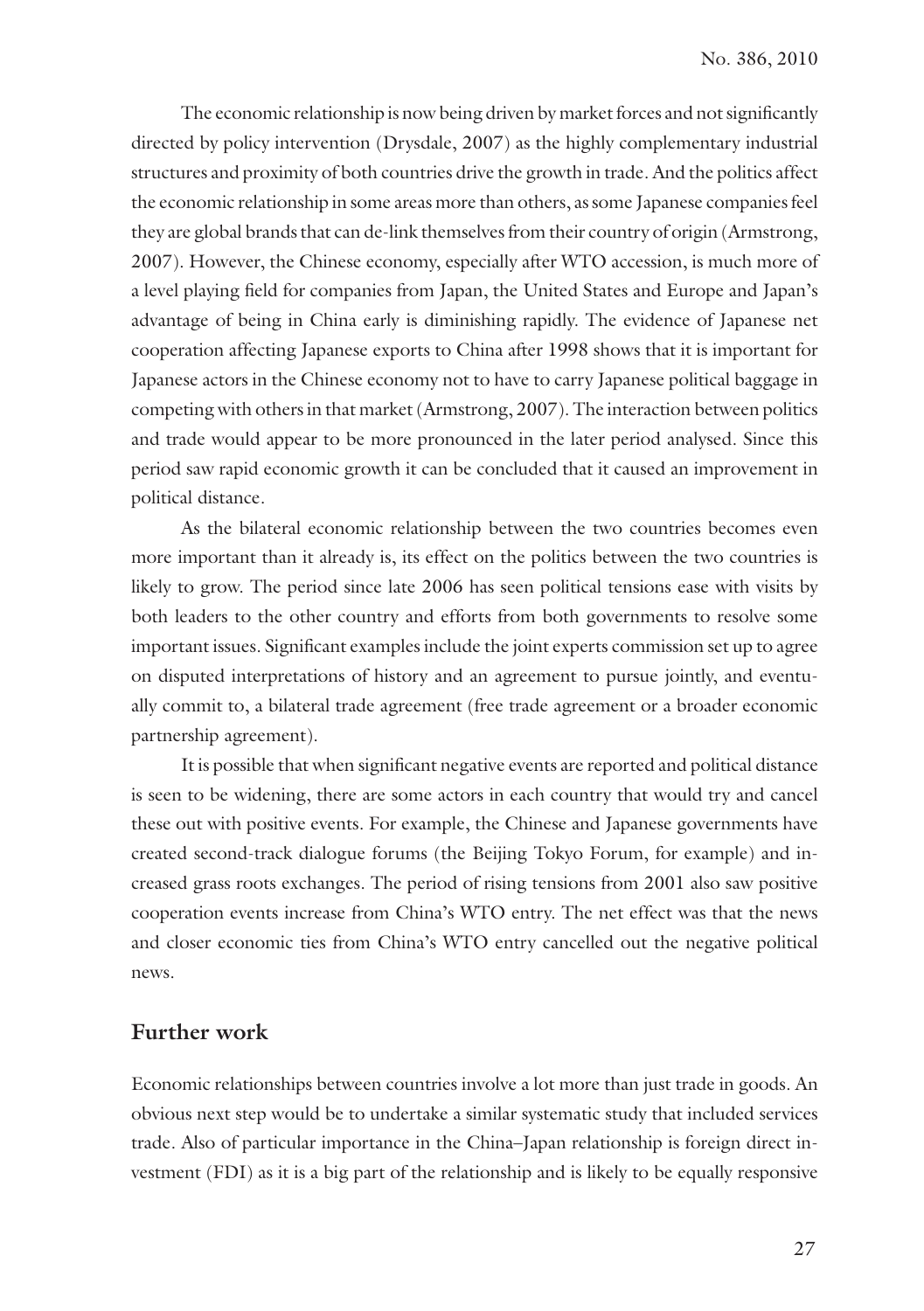The economic relationship is now being driven by market forces and not significantly directed by policy intervention (Drysdale, 2007) as the highly complementary industrial structures and proximity of both countries drive the growth in trade. And the politics affect the economic relationship in some areas more than others, as some Japanese companies feel they are global brands that can de-link themselves from their country of origin (Armstrong, 2007). However, the Chinese economy, especially after WTO accession, is much more of a level playing field for companies from Japan, the United States and Europe and Japan's advantage of being in China early is diminishing rapidly. The evidence of Japanese net cooperation affecting Japanese exports to China after 1998 shows that it is important for Japanese actors in the Chinese economy not to have to carry Japanese political baggage in competing with others in that market (Armstrong, 2007). The interaction between politics and trade would appear to be more pronounced in the later period analysed. Since this period saw rapid economic growth it can be concluded that it caused an improvement in political distance.

As the bilateral economic relationship between the two countries becomes even more important than it already is, its effect on the politics between the two countries is likely to grow. The period since late 2006 has seen political tensions ease with visits by both leaders to the other country and efforts from both governments to resolve some important issues. Significant examples include the joint experts commission set up to agree on disputed interpretations of history and an agreement to pursue jointly, and eventually commit to, a bilateral trade agreement (free trade agreement or a broader economic partnership agreement).

It is possible that when significant negative events are reported and political distance is seen to be widening, there are some actors in each country that would try and cancel these out with positive events. For example, the Chinese and Japanese governments have created second-track dialogue forums (the Beijing Tokyo Forum, for example) and increased grass roots exchanges. The period of rising tensions from 2001 also saw positive cooperation events increase from China's WTO entry. The net effect was that the news and closer economic ties from China's WTO entry cancelled out the negative political news.

## Further work

Economic relationships between countries involve a lot more than just trade in goods. An obvious next step would be to undertake a similar systematic study that included services trade. Also of particular importance in the China–Japan relationship is foreign direct investment (FDI) as it is a big part of the relationship and is likely to be equally responsive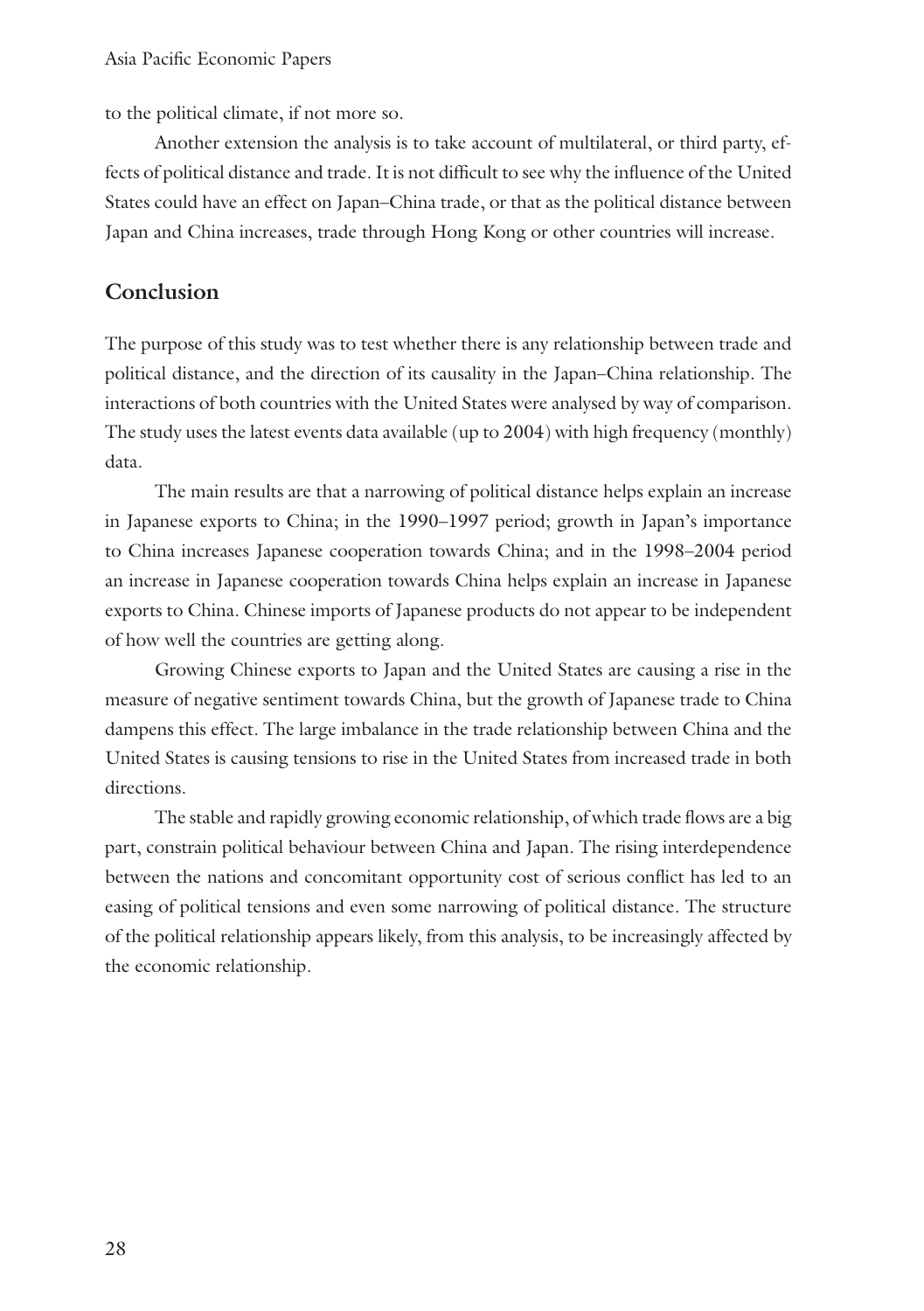to the political climate, if not more so.

Another extension the analysis is to take account of multilateral, or third party, effects of political distance and trade. It is not difficult to see why the influence of the United States could have an effect on Japan–China trade, or that as the political distance between Japan and China increases, trade through Hong Kong or other countries will increase.

## Conclusion

The purpose of this study was to test whether there is any relationship between trade and political distance, and the direction of its causality in the Japan–China relationship. The interactions of both countries with the United States were analysed by way of comparison. The study uses the latest events data available (up to 2004) with high frequency (monthly) data.

The main results are that a narrowing of political distance helps explain an increase in Japanese exports to China; in the 1990–1997 period; growth in Japan's importance to China increases Japanese cooperation towards China; and in the 1998–2004 period an increase in Japanese cooperation towards China helps explain an increase in Japanese exports to China. Chinese imports of Japanese products do not appear to be independent of how well the countries are getting along.

Growing Chinese exports to Japan and the United States are causing a rise in the measure of negative sentiment towards China, but the growth of Japanese trade to China dampens this effect. The large imbalance in the trade relationship between China and the United States is causing tensions to rise in the United States from increased trade in both directions.

The stable and rapidly growing economic relationship, of which trade flows are a big part, constrain political behaviour between China and Japan. The rising interdependence between the nations and concomitant opportunity cost of serious conflict has led to an easing of political tensions and even some narrowing of political distance. The structure of the political relationship appears likely, from this analysis, to be increasingly affected by the economic relationship.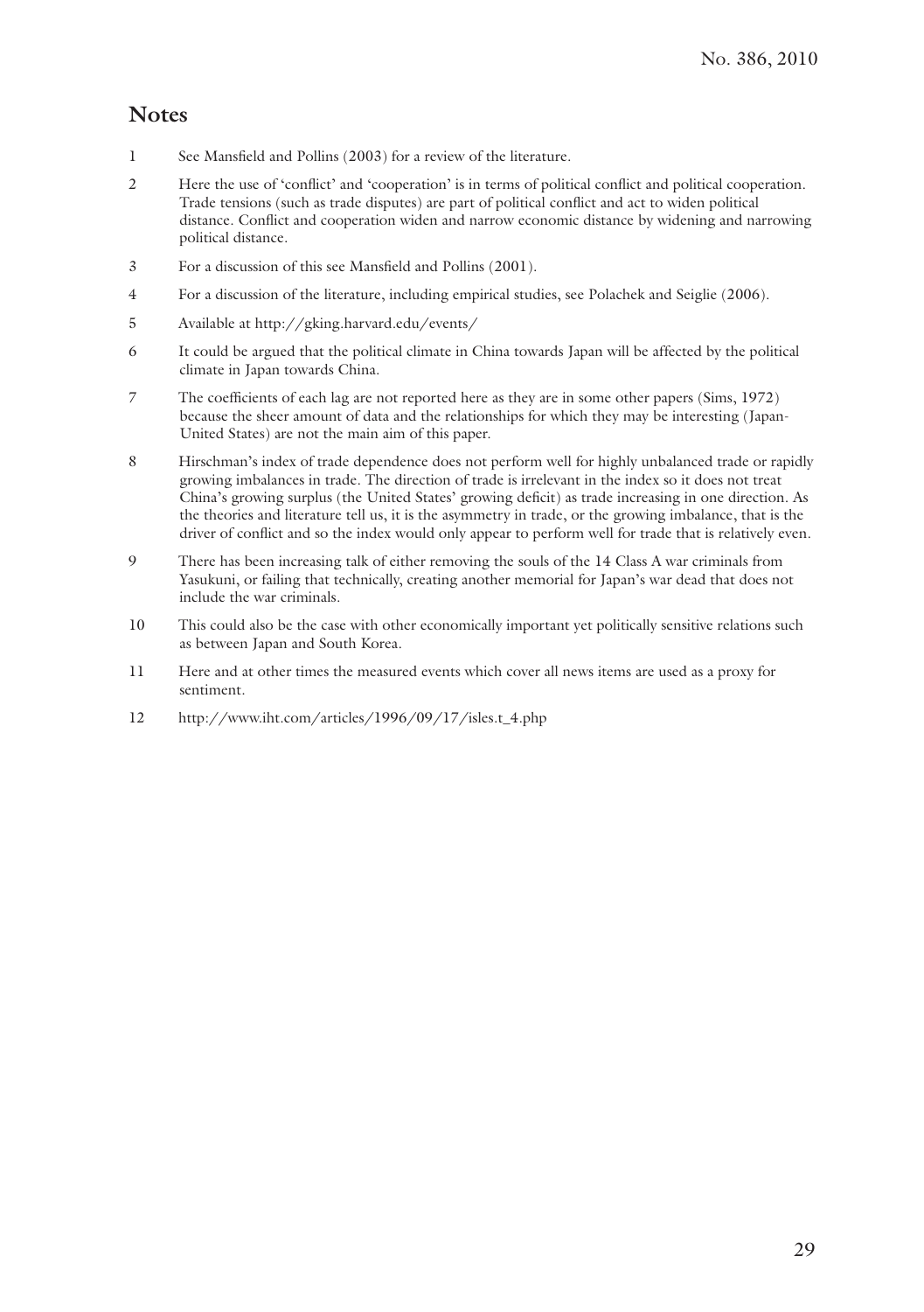## Notes

1. See Mansfield and Pollins (2003) for a review of the literature.
2. Here the use of 'conflict' and 'cooperation' is in terms of political conflict and political cooperation. Trade tensions (such as trade disputes) are part of political conflict and act to widen political distance. Conflict and cooperation widen and narrow economic distance by widening and narrowing political distance.
3. For a discussion of this see Mansfield and Pollins (2001).
4. For a discussion of the literature, including empirical studies, see Polachek and Seiglie (2006).
5. Available at http://gking.harvard.edu/events/
6. It could be argued that the political climate in China towards Japan will be affected by the political climate in Japan towards China.
7. The coefficients of each lag are not reported here as they are in some other papers (Sims, 1972) because the sheer amount of data and the relationships for which they may be interesting (Japan-United States) are not the main aim of this paper.
8. Hirschman's index of trade dependence does not perform well for highly unbalanced trade or rapidly growing imbalances in trade. The direction of trade is irrelevant in the index so it does not treat China's growing surplus (the United States' growing deficit) as trade increasing in one direction. As the theories and literature tell us, it is the asymmetry in trade, or the growing imbalance, that is the driver of conflict and so the index would only appear to perform well for trade that is relatively even.
9. There has been increasing talk of either removing the souls of the 14 Class A war criminals from Yasukuni, or failing that technically, creating another memorial for Japan's war dead that does not include the war criminals.
10. This could also be the case with other economically important yet politically sensitive relations such as between Japan and South Korea.
11. Here and at other times the measured events which cover all news items are used as a proxy for sentiment.
12. http://www.iht.com/articles/1996/09/17/isles.t_4.php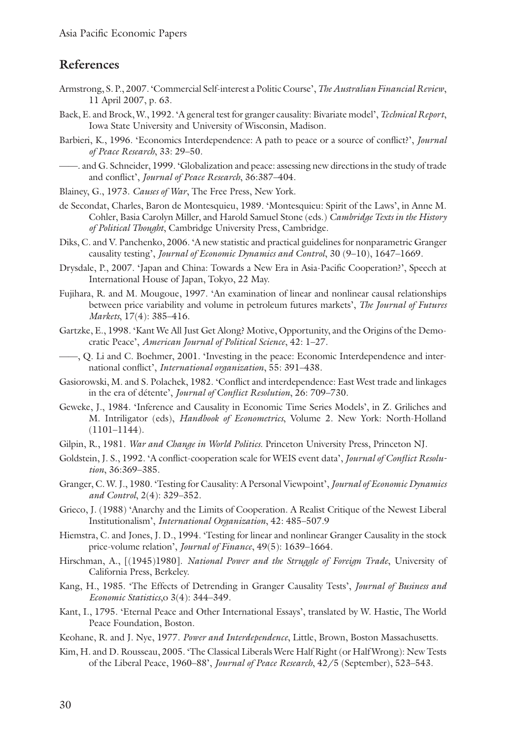## References

Armstrong, S. P., 2007. 'Commercial Self-interest a Politic Course', *The Australian Financial Review*, 11 April 2007, p. 63.

Baek, E. and Brock, W., 1992. 'A general test for granger causality: Bivariate model', *Technical Report*, Iowa State University and University of Wisconsin, Madison.

Barbieri, K., 1996. 'Economics Interdependence: A path to peace or a source of conflict?', *Journal of Peace Research*, 33: 29–50.

——. and G. Schneider, 1999. 'Globalization and peace: assessing new directions in the study of trade and conflict', *Journal of Peace Research*, 36:387–404.

Blainey, G., 1973. *Causes of War*, The Free Press, New York.

de Secondat, Charles, Baron de Montesquieu, 1989. 'Montesquieu: Spirit of the Laws', in Anne M. Cohler, Basia Carolyn Miller, and Harold Samuel Stone (eds.) *Cambridge Texts in the History of Political Thought*, Cambridge University Press, Cambridge.

Diks, C. and V. Panchenko, 2006. 'A new statistic and practical guidelines for nonparametric Granger causality testing', *Journal of Economic Dynamics and Control*, 30 (9–10), 1647–1669.

Drysdale, P., 2007. 'Japan and China: Towards a New Era in Asia-Pacific Cooperation?', Speech at International House of Japan, Tokyo, 22 May.

Fujihara, R. and M. Mougoue, 1997. 'An examination of linear and nonlinear causal relationships between price variability and volume in petroleum futures markets', *The Journal of Futures Markets*, 17(4): 385–416.

Gartzke, E., 1998. 'Kant We All Just Get Along? Motive, Opportunity, and the Origins of the Democratic Peace', *American Journal of Political Science*, 42: 1–27.

——, Q. Li and C. Boehmer, 2001. 'Investing in the peace: Economic Interdependence and international conflict', *International organization*, 55: 391–438.

Gasiorowski, M. and S. Polachek, 1982. 'Conflict and interdependence: East West trade and linkages in the era of détente', *Journal of Conflict Resolution*, 26: 709–730.

Geweke, J., 1984. 'Inference and Causality in Economic Time Series Models', in Z. Griliches and M. Intriligator (eds), *Handbook of Econometrics*, Volume 2. New York: North-Holland (1101–1144).

Gilpin, R., 1981. *War and Change in World Politics*. Princeton University Press, Princeton NJ.

Goldstein, J. S., 1992. 'A conflict-cooperation scale for WEIS event data', *Journal of Conflict Resolution*, 36:369–385.

Granger, C. W. J., 1980. 'Testing for Causality: A Personal Viewpoint', *Journal of Economic Dynamics and Control*, 2(4): 329–352.

Grieco, J. (1988) 'Anarchy and the Limits of Cooperation. A Realist Critique of the Newest Liberal Institutionalism', *International Organization*, 42: 485–507.9

Hiemstra, C. and Jones, J. D., 1994. 'Testing for linear and nonlinear Granger Causality in the stock price-volume relation', *Journal of Finance*, 49(5): 1639–1664.

Hirschman, A., [(1945)1980]. *National Power and the Struggle of Foreign Trade*, University of California Press, Berkeley.

Kang, H., 1985. 'The Effects of Detrending in Granger Causality Tests', *Journal of Business and Economic Statistics*,o 3(4): 344–349.

Kant, I., 1795. 'Eternal Peace and Other International Essays', translated by W. Hastie, The World Peace Foundation, Boston.

Keohane, R. and J. Nye, 1977. *Power and Interdependence*, Little, Brown, Boston Massachusetts.

Kim, H. and D. Rousseau, 2005. 'The Classical Liberals Were Half Right (or Half Wrong): New Tests of the Liberal Peace, 1960–88', *Journal of Peace Research*, 42/5 (September), 523–543.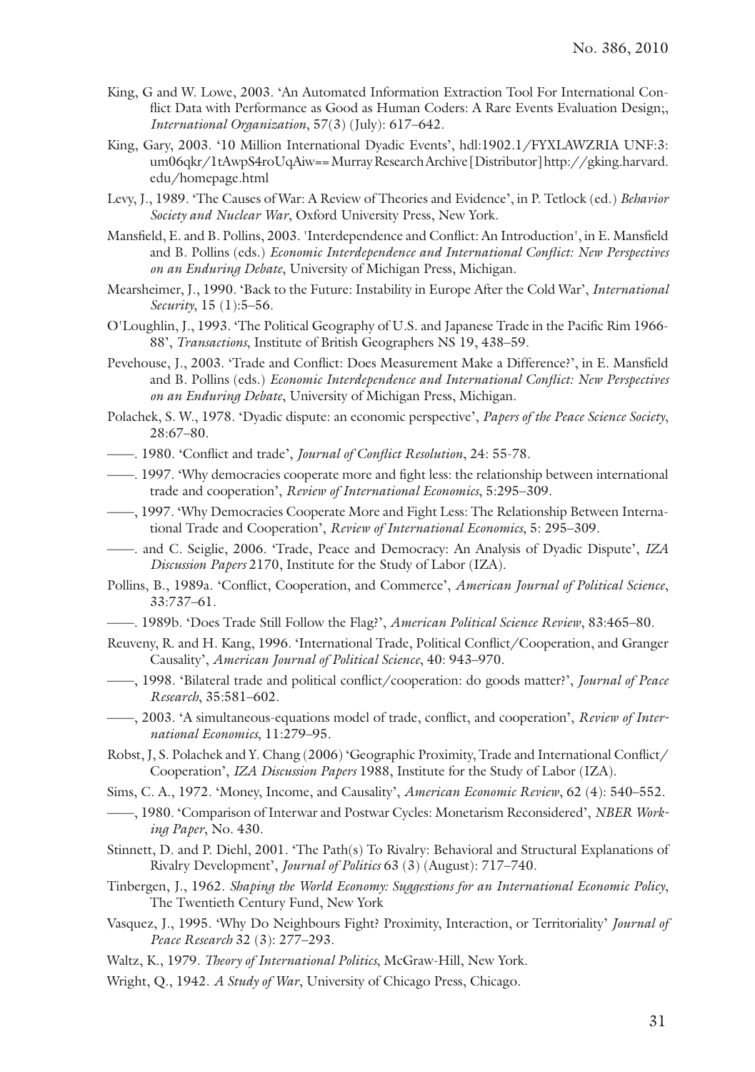King, G and W. Lowe, 2003. 'An Automated Information Extraction Tool For International Conflict Data with Performance as Good as Human Coders: A Rare Events Evaluation Design;, *International Organization*, 57(3) (July): 617–642.

King, Gary, 2003. '10 Million International Dyadic Events', hdl:1902.1/FYXLAWZRIA UNF:3: um06qkr/1tAwpS4roUqAiw== Murray Research Archive [Distributor] http://gking.harvard.edu/homepage.html

Levy, J., 1989. 'The Causes of War: A Review of Theories and Evidence', in P. Tetlock (ed.) *Behavior Society and Nuclear War*, Oxford University Press, New York.

Mansfield, E. and B. Pollins, 2003. 'Interdependence and Conflict: An Introduction', in E. Mansfield and B. Pollins (eds.) *Economic Interdependence and International Conflict: New Perspectives on an Enduring Debate*, University of Michigan Press, Michigan.

Mearsheimer, J., 1990. 'Back to the Future: Instability in Europe After the Cold War', *International Security*, 15 (1):5–56.

O'Loughlin, J., 1993. 'The Political Geography of U.S. and Japanese Trade in the Pacific Rim 1966-88', *Transactions*, Institute of British Geographers NS 19, 438–59.

Pevehouse, J., 2003. 'Trade and Conflict: Does Measurement Make a Difference?', in E. Mansfield and B. Pollins (eds.) *Economic Interdependence and International Conflict: New Perspectives on an Enduring Debate*, University of Michigan Press, Michigan.

Polachek, S. W., 1978. 'Dyadic dispute: an economic perspective', *Papers of the Peace Science Society*, 28:67–80.

——. 1980. 'Conflict and trade', *Journal of Conflict Resolution*, 24: 55-78.

——. 1997. 'Why democracies cooperate more and fight less: the relationship between international trade and cooperation', *Review of International Economics*, 5:295–309.

——, 1997. 'Why Democracies Cooperate More and Fight Less: The Relationship Between International Trade and Cooperation', *Review of International Economics*, 5: 295–309.

——. and C. Seiglie, 2006. 'Trade, Peace and Democracy: An Analysis of Dyadic Dispute', *IZA Discussion Papers* 2170, Institute for the Study of Labor (IZA).

Pollins, B., 1989a. 'Conflict, Cooperation, and Commerce', *American Journal of Political Science*, 33:737–61.

——. 1989b. 'Does Trade Still Follow the Flag?', *American Political Science Review*, 83:465–80.

Reuveny, R. and H. Kang, 1996. 'International Trade, Political Conflict/Cooperation, and Granger Causality', *American Journal of Political Science*, 40: 943–970.

——, 1998. 'Bilateral trade and political conflict/cooperation: do goods matter?', *Journal of Peace Research*, 35:581–602.

——, 2003. 'A simultaneous-equations model of trade, conflict, and cooperation', *Review of International Economics*, 11:279–95.

Robst, J, S. Polachek and Y. Chang (2006) 'Geographic Proximity, Trade and International Conflict/Cooperation', *IZA Discussion Papers* 1988, Institute for the Study of Labor (IZA).

Sims, C. A., 1972. 'Money, Income, and Causality', *American Economic Review*, 62 (4): 540–552.

——, 1980. 'Comparison of Interwar and Postwar Cycles: Monetarism Reconsidered', *NBER Working Paper*, No. 430.

Stinnett, D. and P. Diehl, 2001. 'The Path(s) To Rivalry: Behavioral and Structural Explanations of Rivalry Development', *Journal of Politics* 63 (3) (August): 717–740.

Tinbergen, J., 1962. *Shaping the World Economy: Suggestions for an International Economic Policy*, The Twentieth Century Fund, New York

Vasquez, J., 1995. 'Why Do Neighbours Fight? Proximity, Interaction, or Territoriality' *Journal of Peace Research* 32 (3): 277–293.

Waltz, K., 1979. *Theory of International Politics*, McGraw-Hill, New York.

Wright, Q., 1942. *A Study of War*, University of Chicago Press, Chicago.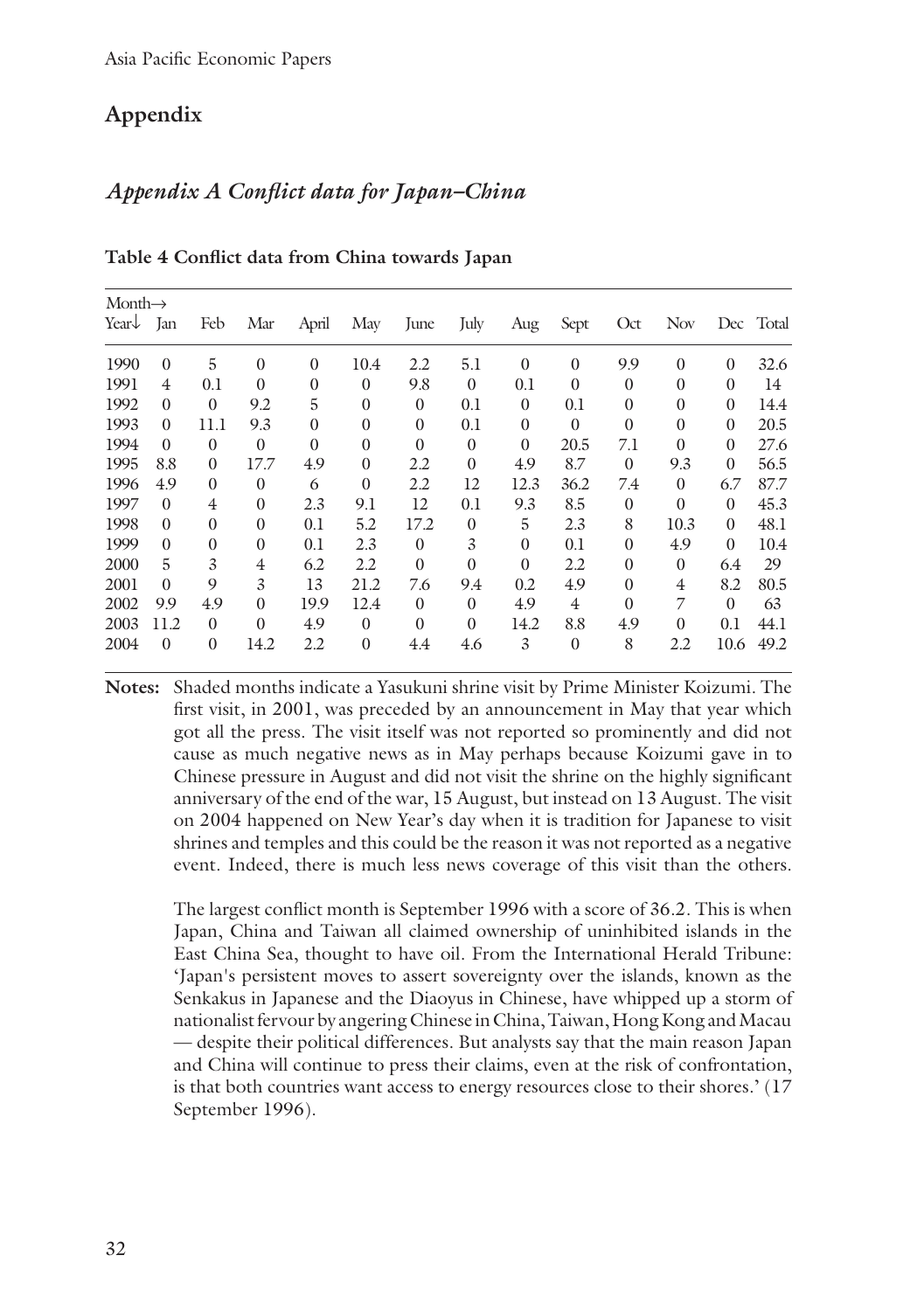## Appendix

### *Appendix A Conflict data for Japan–China*

**Table 4 Conflict data from China towards Japan**

| Month→ Year↓ | Jan | Feb | Mar | April | May | June | July | Aug | Sept | Oct | Nov | Dec | Total |
|---|---|---|---|---|---|---|---|---|---|---|---|---|---|
| 1990 | 0 | 5 | 0 | 0 | 10.4 | 2.2 | 5.1 | 0 | 0 | 9.9 | 0 | 0 | 32.6 |
| 1991 | 4 | 0.1 | 0 | 0 | 0 | 9.8 | 0 | 0.1 | 0 | 0 | 0 | 0 | 14 |
| 1992 | 0 | 0 | 9.2 | 5 | 0 | 0 | 0.1 | 0 | 0.1 | 0 | 0 | 0 | 14.4 |
| 1993 | 0 | 11.1 | 9.3 | 0 | 0 | 0 | 0.1 | 0 | 0 | 0 | 0 | 0 | 20.5 |
| 1994 | 0 | 0 | 0 | 0 | 0 | 0 | 0 | 0 | 20.5 | 7.1 | 0 | 0 | 27.6 |
| 1995 | 8.8 | 0 | 17.7 | 4.9 | 0 | 2.2 | 0 | 4.9 | 8.7 | 0 | 9.3 | 0 | 56.5 |
| 1996 | 4.9 | 0 | 0 | 6 | 0 | 2.2 | 12 | 12.3 | 36.2 | 7.4 | 0 | 6.7 | 87.7 |
| 1997 | 0 | 4 | 0 | 2.3 | 9.1 | 12 | 0.1 | 9.3 | 8.5 | 0 | 0 | 0 | 45.3 |
| 1998 | 0 | 0 | 0 | 0.1 | 5.2 | 17.2 | 0 | 5 | 2.3 | 8 | 10.3 | 0 | 48.1 |
| 1999 | 0 | 0 | 0 | 0.1 | 2.3 | 0 | 3 | 0 | 0.1 | 0 | 4.9 | 0 | 10.4 |
| 2000 | 5 | 3 | 4 | 6.2 | 2.2 | 0 | 0 | 0 | 2.2 | 0 | 0 | 6.4 | 29 |
| 2001 | 0 | 9 | 3 | 13 | 21.2 | 7.6 | 9.4 | 0.2 | 4.9 | 0 | 4 | 8.2 | 80.5 |
| 2002 | 9.9 | 4.9 | 0 | 19.9 | 12.4 | 0 | 0 | 4.9 | 4 | 0 | 7 | 0 | 63 |
| 2003 | 11.2 | 0 | 0 | 4.9 | 0 | 0 | 0 | 14.2 | 8.8 | 4.9 | 0 | 0.1 | 44.1 |
| 2004 | 0 | 0 | 14.2 | 2.2 | 0 | 4.4 | 4.6 | 3 | 0 | 8 | 2.2 | 10.6 | 49.2 |

**Notes:** Shaded months indicate a Yasukuni shrine visit by Prime Minister Koizumi. The first visit, in 2001, was preceded by an announcement in May that year which got all the press. The visit itself was not reported so prominently and did not cause as much negative news as in May perhaps because Koizumi gave in to Chinese pressure in August and did not visit the shrine on the highly significant anniversary of the end of the war, 15 August, but instead on 13 August. The visit on 2004 happened on New Year's day when it is tradition for Japanese to visit shrines and temples and this could be the reason it was not reported as a negative event. Indeed, there is much less news coverage of this visit than the others.

The largest conflict month is September 1996 with a score of 36.2. This is when Japan, China and Taiwan all claimed ownership of uninhibited islands in the East China Sea, thought to have oil. From the International Herald Tribune: 'Japan's persistent moves to assert sovereignty over the islands, known as the Senkakus in Japanese and the Diaoyus in Chinese, have whipped up a storm of nationalist fervour by angering Chinese in China, Taiwan, Hong Kong and Macau — despite their political differences. But analysts say that the main reason Japan and China will continue to press their claims, even at the risk of confrontation, is that both countries want access to energy resources close to their shores.' (17 September 1996).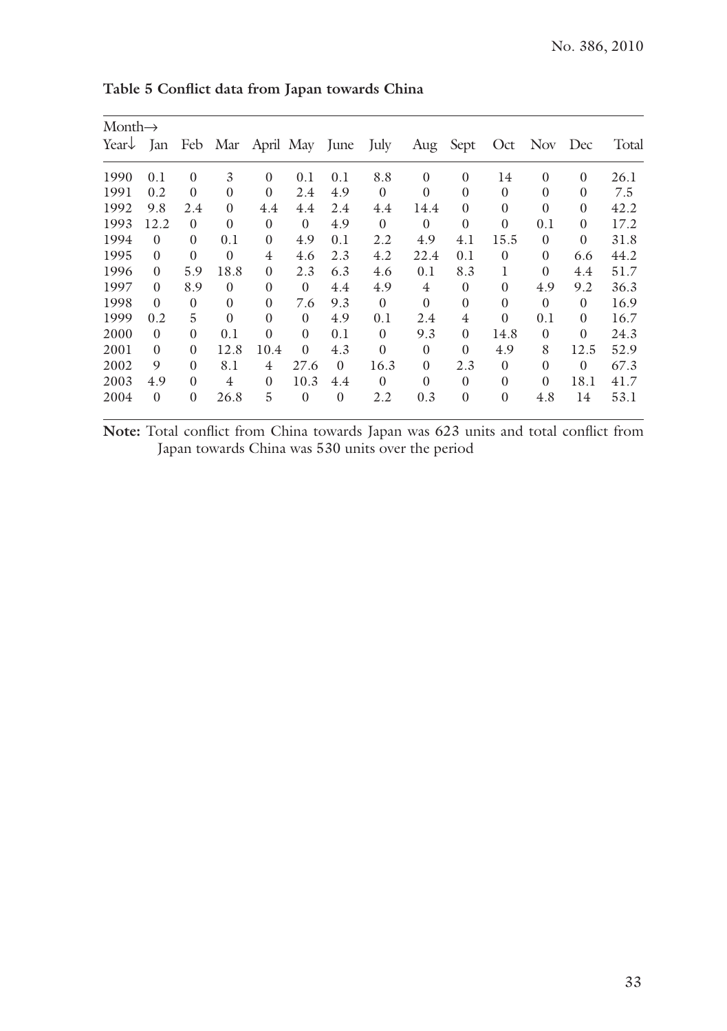**Table 5 Conflict data from Japan towards China**

| Month→ <br> Year↓ | Jan | Feb | Mar | April | May | June | July | Aug | Sept | Oct | Nov | Dec | Total |
|---|---|---|---|---|---|---|---|---|---|---|---|---|---|
| 1990 | 0.1 | 0 | 3 | 0 | 0.1 | 0.1 | 8.8 | 0 | 0 | 14 | 0 | 0 | 26.1 |
| 1991 | 0.2 | 0 | 0 | 0 | 2.4 | 4.9 | 0 | 0 | 0 | 0 | 0 | 0 | 7.5 |
| 1992 | 9.8 | 2.4 | 0 | 4.4 | 4.4 | 2.4 | 4.4 | 14.4 | 0 | 0 | 0 | 0 | 42.2 |
| 1993 | 12.2 | 0 | 0 | 0 | 0 | 4.9 | 0 | 0 | 0 | 0 | 0.1 | 0 | 17.2 |
| 1994 | 0 | 0 | 0.1 | 0 | 4.9 | 0.1 | 2.2 | 4.9 | 4.1 | 15.5 | 0 | 0 | 31.8 |
| 1995 | 0 | 0 | 0 | 4 | 4.6 | 2.3 | 4.2 | 22.4 | 0.1 | 0 | 0 | 6.6 | 44.2 |
| 1996 | 0 | 5.9 | 18.8 | 0 | 2.3 | 6.3 | 4.6 | 0.1 | 8.3 | 1 | 0 | 4.4 | 51.7 |
| 1997 | 0 | 8.9 | 0 | 0 | 0 | 4.4 | 4.9 | 4 | 0 | 0 | 4.9 | 9.2 | 36.3 |
| 1998 | 0 | 0 | 0 | 0 | 7.6 | 9.3 | 0 | 0 | 0 | 0 | 0 | 0 | 16.9 |
| 1999 | 0.2 | 5 | 0 | 0 | 0 | 4.9 | 0.1 | 2.4 | 4 | 0 | 0.1 | 0 | 16.7 |
| 2000 | 0 | 0 | 0.1 | 0 | 0 | 0.1 | 0 | 9.3 | 0 | 14.8 | 0 | 0 | 24.3 |
| 2001 | 0 | 0 | 12.8 | 10.4 | 0 | 4.3 | 0 | 0 | 0 | 4.9 | 8 | 12.5 | 52.9 |
| 2002 | 9 | 0 | 8.1 | 4 | 27.6 | 0 | 16.3 | 0 | 2.3 | 0 | 0 | 0 | 67.3 |
| 2003 | 4.9 | 0 | 4 | 0 | 10.3 | 4.4 | 0 | 0 | 0 | 0 | 0 | 18.1 | 41.7 |
| 2004 | 0 | 0 | 26.8 | 5 | 0 | 0 | 2.2 | 0.3 | 0 | 0 | 4.8 | 14 | 53.1 |

**Note:** Total conflict from China towards Japan was 623 units and total conflict from Japan towards China was 530 units over the period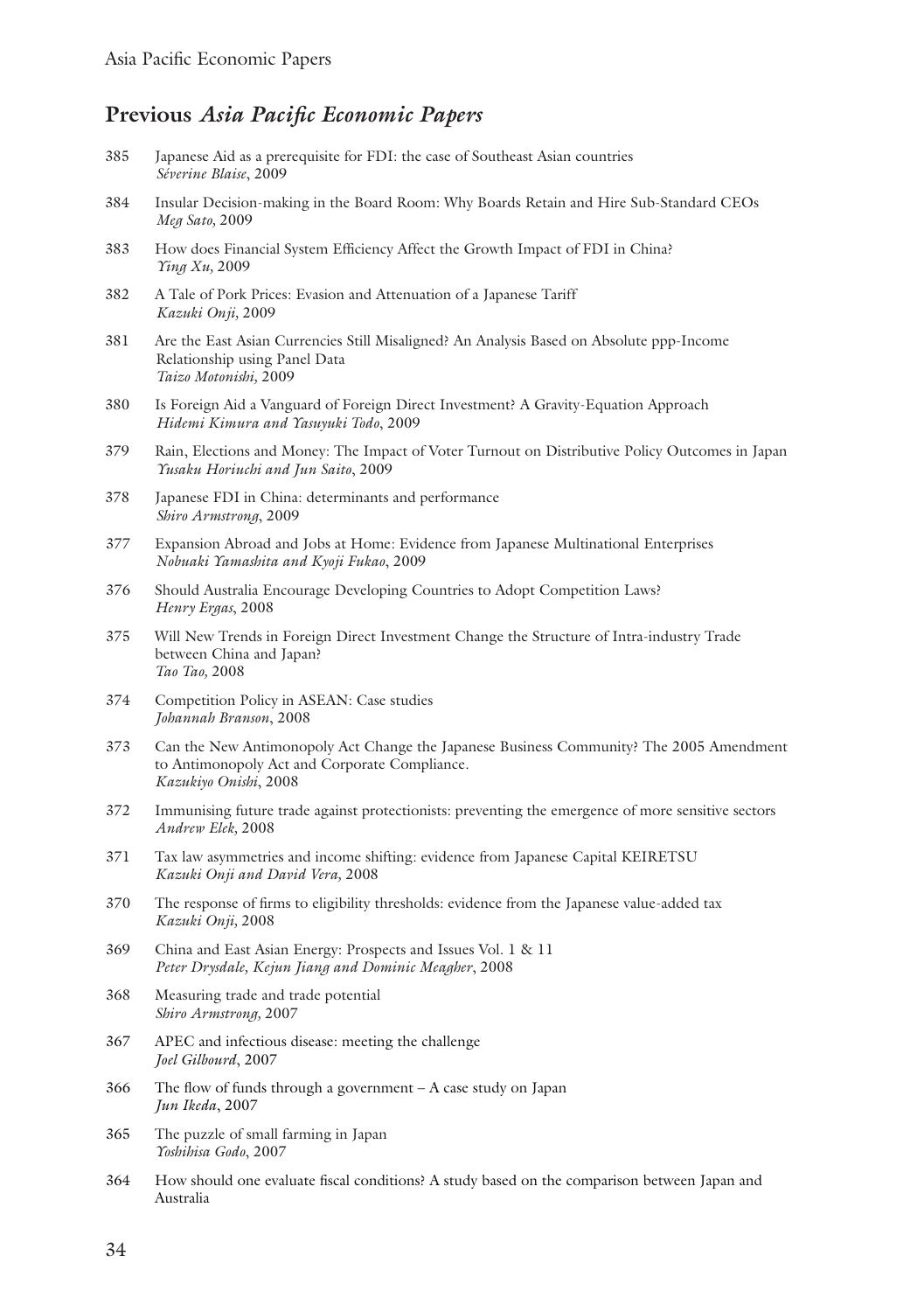## Previous *Asia Pacific Economic Papers*

385 Japanese Aid as a prerequisite for FDI: the case of Southeast Asian countries
*Séverine Blaise*, 2009

384 Insular Decision-making in the Board Room: Why Boards Retain and Hire Sub-Standard CEOs
*Meg Sato,* 2009

383 How does Financial System Efficiency Affect the Growth Impact of FDI in China?
*Ying Xu,* 2009

382 A Tale of Pork Prices: Evasion and Attenuation of a Japanese Tariff
*Kazuki Onji,* 2009

381 Are the East Asian Currencies Still Misaligned? An Analysis Based on Absolute ppp-Income Relationship using Panel Data
*Taizo Motonishi,* 2009

380 Is Foreign Aid a Vanguard of Foreign Direct Investment? A Gravity-Equation Approach
*Hidemi Kimura and Yasuyuki Todo*, 2009

379 Rain, Elections and Money: The Impact of Voter Turnout on Distributive Policy Outcomes in Japan
*Yusaku Horiuchi and Jun Saito*, 2009

378 Japanese FDI in China: determinants and performance
*Shiro Armstrong*, 2009

377 Expansion Abroad and Jobs at Home: Evidence from Japanese Multinational Enterprises
*Nobuaki Yamashita and Kyoji Fukao*, 2009

376 Should Australia Encourage Developing Countries to Adopt Competition Laws?
*Henry Ergas*, 2008

375 Will New Trends in Foreign Direct Investment Change the Structure of Intra-industry Trade between China and Japan?
*Tao Tao,* 2008

374 Competition Policy in ASEAN: Case studies
*Johannah Branson*, 2008

373 Can the New Antimonopoly Act Change the Japanese Business Community? The 2005 Amendment to Antimonopoly Act and Corporate Compliance.
*Kazukiyo Onishi*, 2008

372 Immunising future trade against protectionists: preventing the emergence of more sensitive sectors
*Andrew Elek,* 2008

371 Tax law asymmetries and income shifting: evidence from Japanese Capital KEIRETSU
*Kazuki Onji and David Vera,* 2008

370 The response of firms to eligibility thresholds: evidence from the Japanese value-added tax
*Kazuki Onji,* 2008

369 China and East Asian Energy: Prospects and Issues Vol. 1 & 11
*Peter Drysdale, Kejun Jiang and Dominic Meagher*, 2008

368 Measuring trade and trade potential
*Shiro Armstrong,* 2007

367 APEC and infectious disease: meeting the challenge
*Joel Gilbourd*, 2007

366 The flow of funds through a government – A case study on Japan
*Jun Ikeda*, 2007

365 The puzzle of small farming in Japan
*Yoshihisa Godo*, 2007

364 How should one evaluate fiscal conditions? A study based on the comparison between Japan and Australia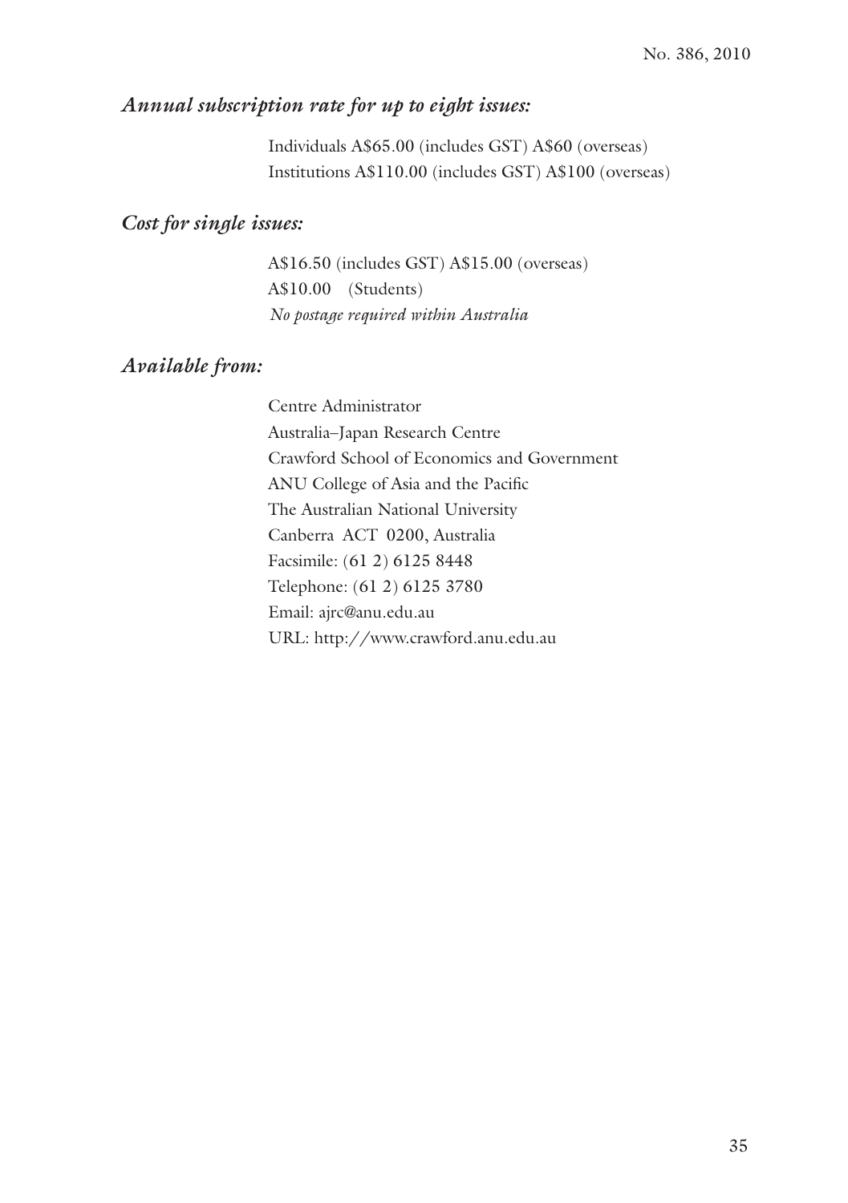### *Annual subscription rate for up to eight issues:*

Individuals A$65.00 (includes GST) A$60 (overseas)
Institutions A$110.00 (includes GST) A$100 (overseas)

### *Cost for single issues:*

A$16.50 (includes GST) A$15.00 (overseas)
A$10.00 (Students)
*No postage required within Australia*

### *Available from:*

Centre Administrator
Australia–Japan Research Centre
Crawford School of Economics and Government
ANU College of Asia and the Pacific
The Australian National University
Canberra ACT 0200, Australia
Facsimile: (61 2) 6125 8448
Telephone: (61 2) 6125 3780
Email: ajrc@anu.edu.au
URL: http://www.crawford.anu.edu.au